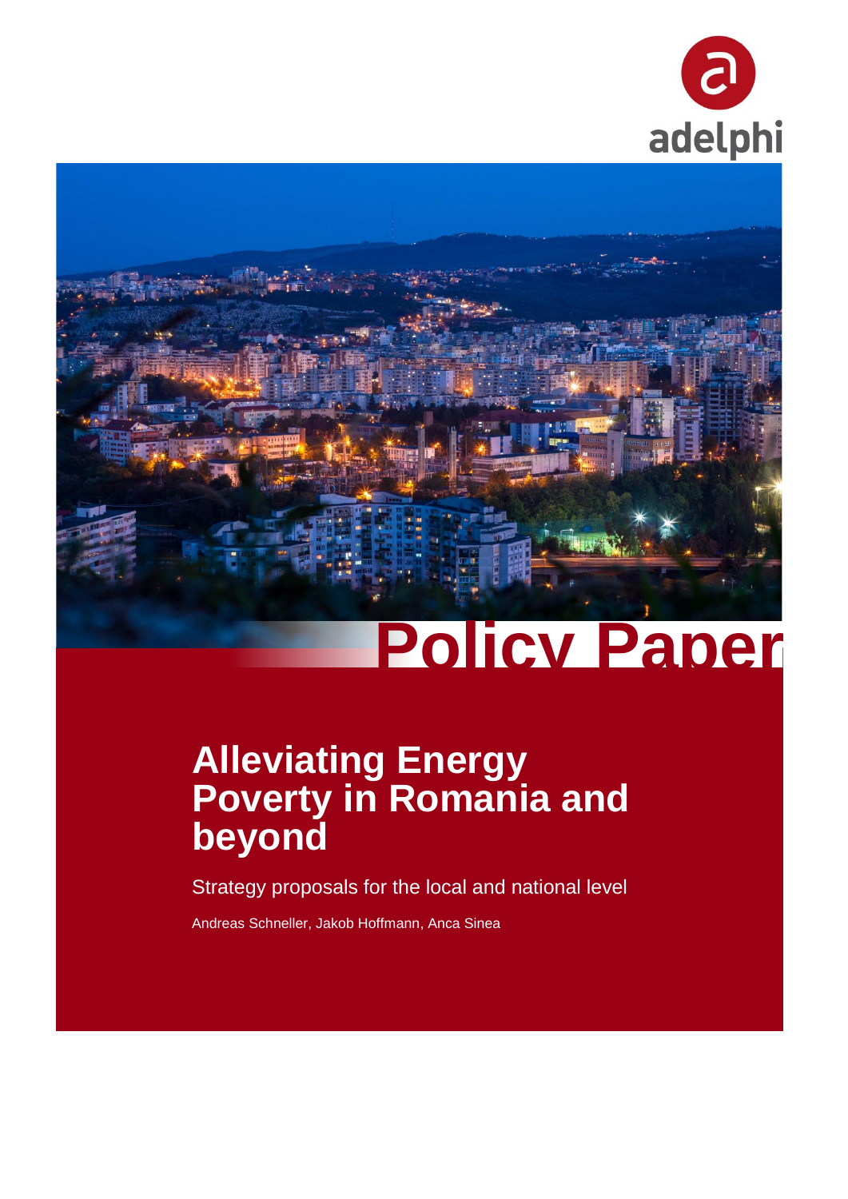adelphi

Policy Paper

# Alleviating Energy Poverty in Romania and beyond

Strategy proposals for the local and national level

Andreas Schneller, Jakob Hoffmann, Anca Sinea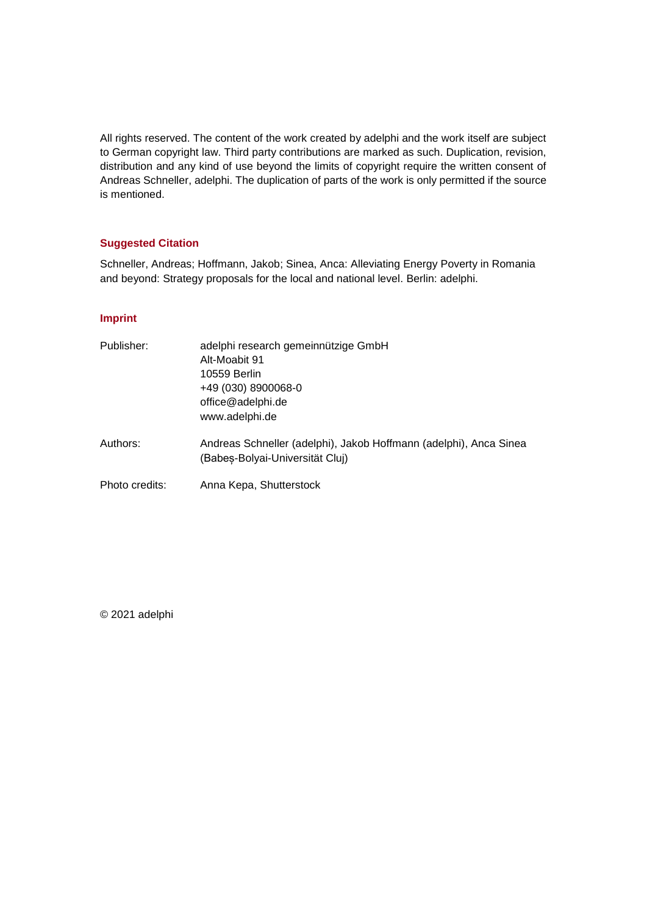All rights reserved. The content of the work created by adelphi and the work itself are subject to German copyright law. Third party contributions are marked as such. Duplication, revision, distribution and any kind of use beyond the limits of copyright require the written consent of Andreas Schneller, adelphi. The duplication of parts of the work is only permitted if the source is mentioned.

## Suggested Citation

Schneller, Andreas; Hoffmann, Jakob; Sinea, Anca: Alleviating Energy Poverty in Romania and beyond: Strategy proposals for the local and national level. Berlin: adelphi.

## Imprint

| | |
|---|---|
| Publisher: | adelphi research gemeinnützige GmbH<br>Alt-Moabit 91<br>10559 Berlin<br>+49 (030) 8900068-0<br>office@adelphi.de<br>www.adelphi.de |
| Authors: | Andreas Schneller (adelphi), Jakob Hoffmann (adelphi), Anca Sinea (Babeș-Bolyai-Universität Cluj) |
| Photo credits: | Anna Kepa, Shutterstock |

© 2021 adelphi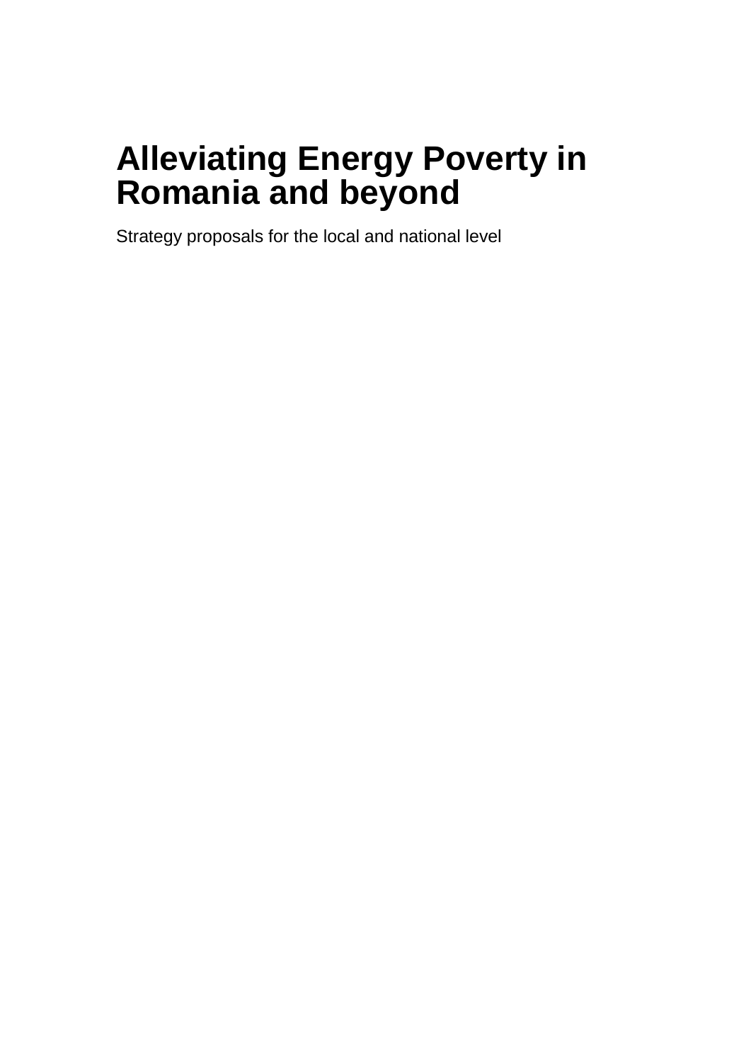# Alleviating Energy Poverty in Romania and beyond

Strategy proposals for the local and national level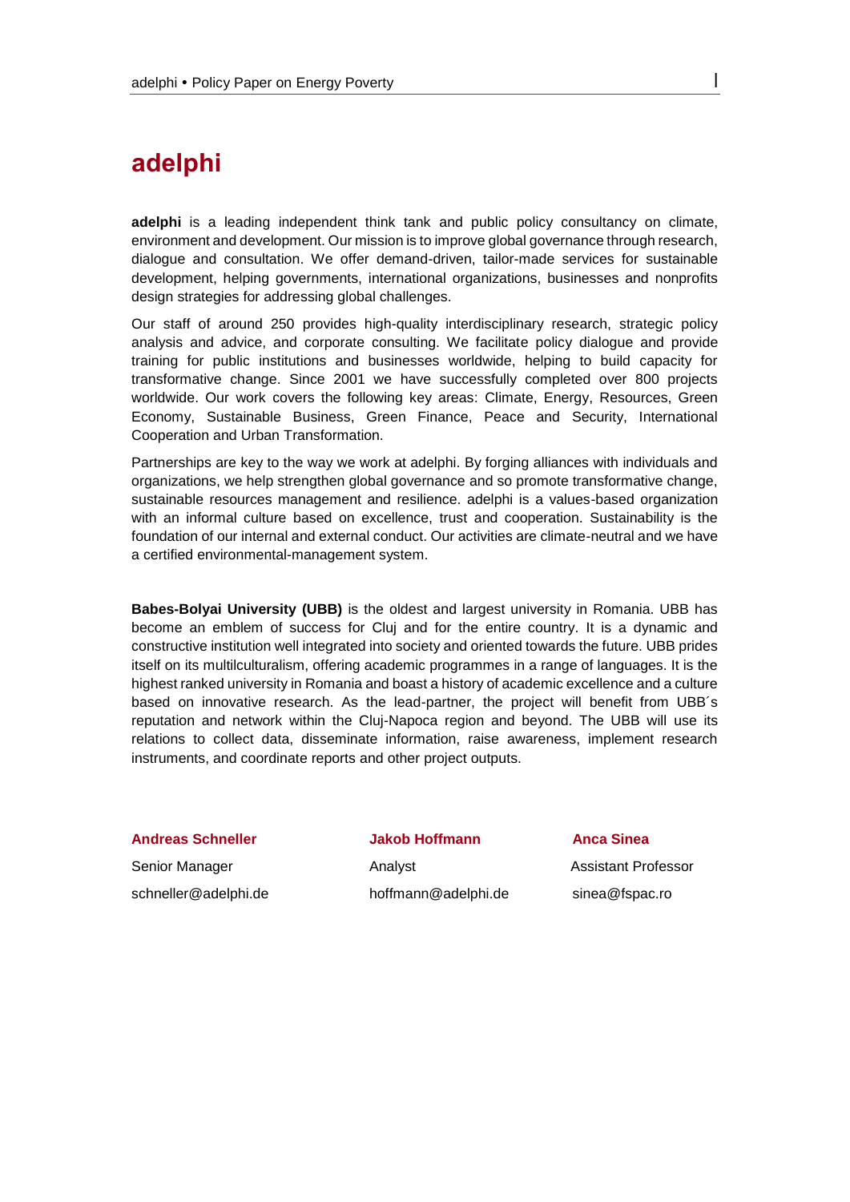# adelphi

**adelphi** is a leading independent think tank and public policy consultancy on climate, environment and development. Our mission is to improve global governance through research, dialogue and consultation. We offer demand-driven, tailor-made services for sustainable development, helping governments, international organizations, businesses and nonprofits design strategies for addressing global challenges.

Our staff of around 250 provides high-quality interdisciplinary research, strategic policy analysis and advice, and corporate consulting. We facilitate policy dialogue and provide training for public institutions and businesses worldwide, helping to build capacity for transformative change. Since 2001 we have successfully completed over 800 projects worldwide. Our work covers the following key areas: Climate, Energy, Resources, Green Economy, Sustainable Business, Green Finance, Peace and Security, International Cooperation and Urban Transformation.

Partnerships are key to the way we work at adelphi. By forging alliances with individuals and organizations, we help strengthen global governance and so promote transformative change, sustainable resources management and resilience. adelphi is a values-based organization with an informal culture based on excellence, trust and cooperation. Sustainability is the foundation of our internal and external conduct. Our activities are climate-neutral and we have a certified environmental-management system.

**Babes-Bolyai University (UBB)** is the oldest and largest university in Romania. UBB has become an emblem of success for Cluj and for the entire country. It is a dynamic and constructive institution well integrated into society and oriented towards the future. UBB prides itself on its multilculturalism, offering academic programmes in a range of languages. It is the highest ranked university in Romania and boast a history of academic excellence and a culture based on innovative research. As the lead-partner, the project will benefit from UBB´s reputation and network within the Cluj-Napoca region and beyond. The UBB will use its relations to collect data, disseminate information, raise awareness, implement research instruments, and coordinate reports and other project outputs.

**Andreas Schneller**
Senior Manager
schneller@adelphi.de

**Jakob Hoffmann**
Analyst
hoffmann@adelphi.de

**Anca Sinea**
Assistant Professor
sinea@fspac.ro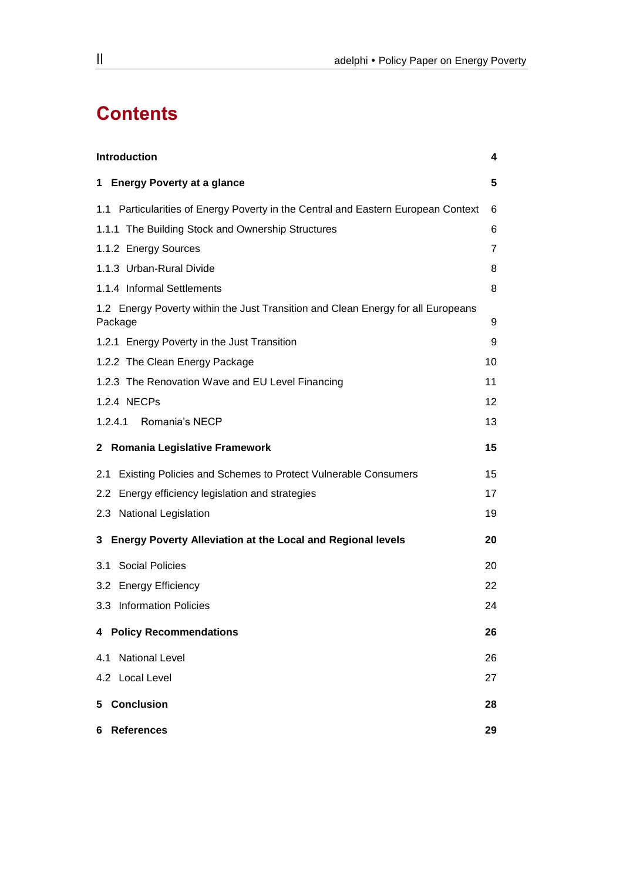# Contents

| | |
|---|---|
| **Introduction** | **4** |
| **1 Energy Poverty at a glance** | **5** |
| 1.1 Particularities of Energy Poverty in the Central and Eastern European Context | 6 |
| 1.1.1 The Building Stock and Ownership Structures | 6 |
| 1.1.2 Energy Sources | 7 |
| 1.1.3 Urban-Rural Divide | 8 |
| 1.1.4 Informal Settlements | 8 |
| 1.2 Energy Poverty within the Just Transition and Clean Energy for all Europeans Package | 9 |
| 1.2.1 Energy Poverty in the Just Transition | 9 |
| 1.2.2 The Clean Energy Package | 10 |
| 1.2.3 The Renovation Wave and EU Level Financing | 11 |
| 1.2.4 NECPs | 12 |
| 1.2.4.1 Romania's NECP | 13 |
| **2 Romania Legislative Framework** | **15** |
| 2.1 Existing Policies and Schemes to Protect Vulnerable Consumers | 15 |
| 2.2 Energy efficiency legislation and strategies | 17 |
| 2.3 National Legislation | 19 |
| **3 Energy Poverty Alleviation at the Local and Regional levels** | **20** |
| 3.1 Social Policies | 20 |
| 3.2 Energy Efficiency | 22 |
| 3.3 Information Policies | 24 |
| **4 Policy Recommendations** | **26** |
| 4.1 National Level | 26 |
| 4.2 Local Level | 27 |
| **5 Conclusion** | **28** |
| **6 References** | **29** |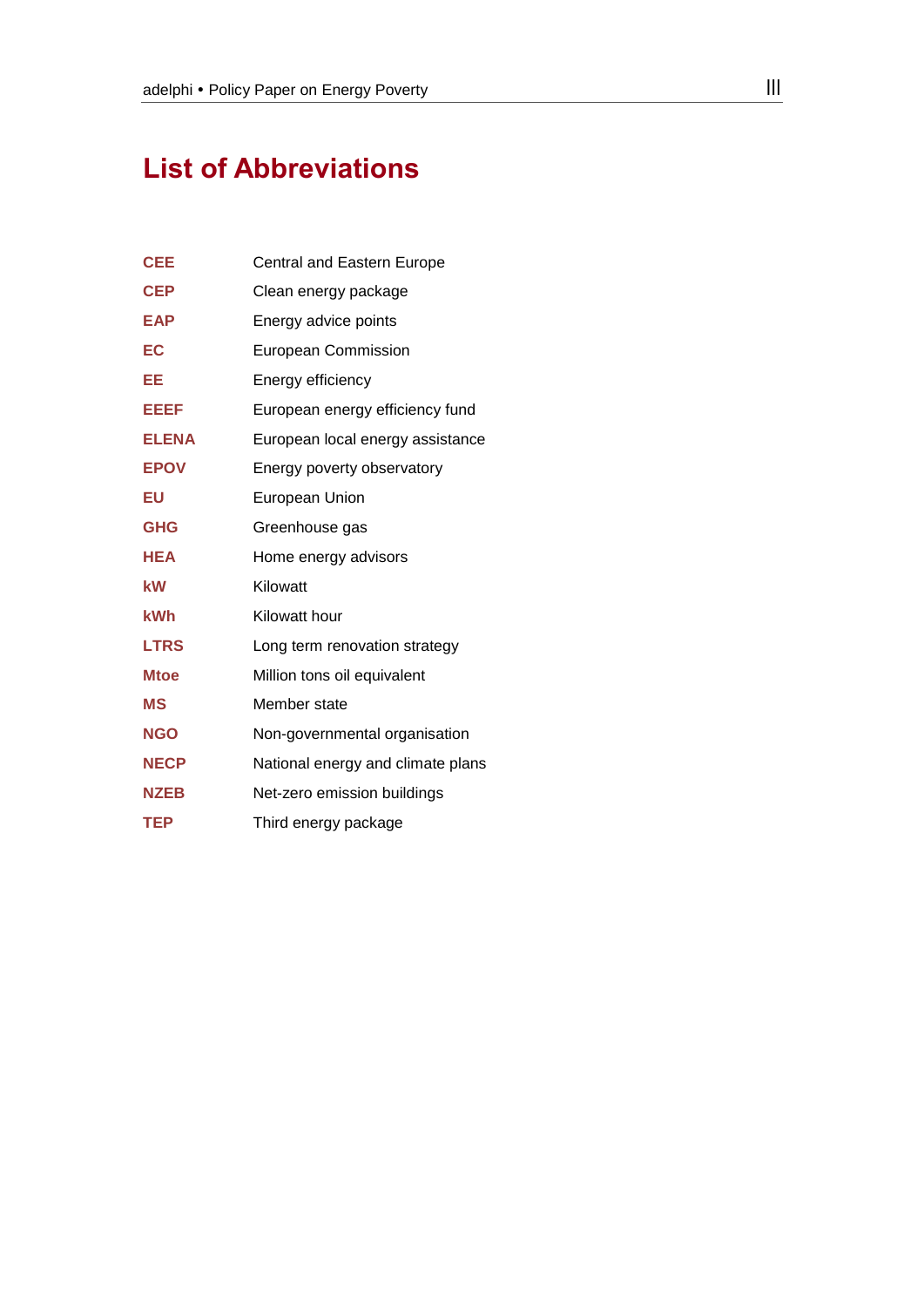# List of Abbreviations

| | |
|---|---|
| **CEE** | Central and Eastern Europe |
| **CEP** | Clean energy package |
| **EAP** | Energy advice points |
| **EC** | European Commission |
| **EE** | Energy efficiency |
| **EEEF** | European energy efficiency fund |
| **ELENA** | European local energy assistance |
| **EPOV** | Energy poverty observatory |
| **EU** | European Union |
| **GHG** | Greenhouse gas |
| **HEA** | Home energy advisors |
| **kW** | Kilowatt |
| **kWh** | Kilowatt hour |
| **LTRS** | Long term renovation strategy |
| **Mtoe** | Million tons oil equivalent |
| **MS** | Member state |
| **NGO** | Non-governmental organisation |
| **NECP** | National energy and climate plans |
| **NZEB** | Net-zero emission buildings |
| **TEP** | Third energy package |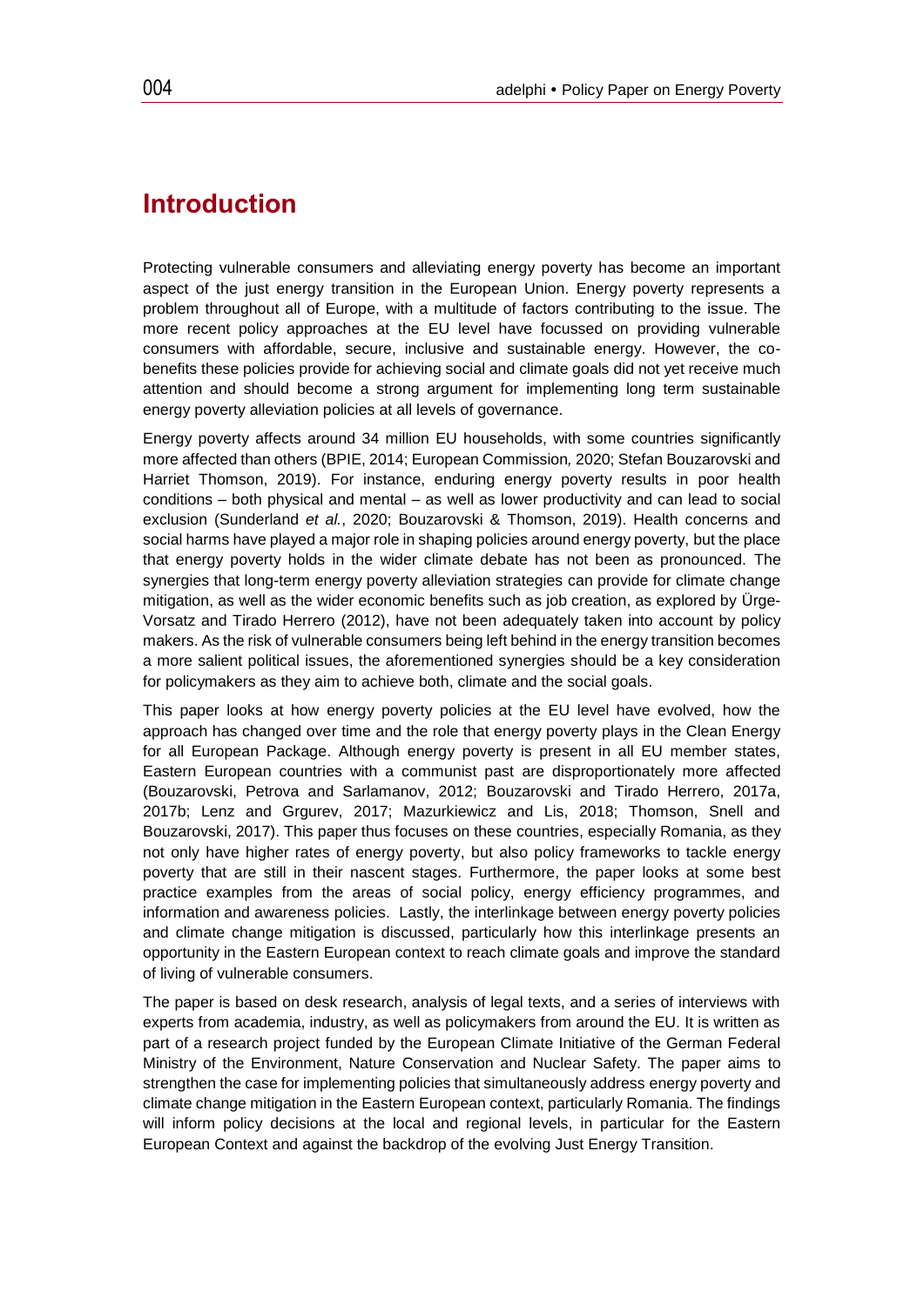# Introduction

Protecting vulnerable consumers and alleviating energy poverty has become an important aspect of the just energy transition in the European Union. Energy poverty represents a problem throughout all of Europe, with a multitude of factors contributing to the issue. The more recent policy approaches at the EU level have focussed on providing vulnerable consumers with affordable, secure, inclusive and sustainable energy. However, the co-benefits these policies provide for achieving social and climate goals did not yet receive much attention and should become a strong argument for implementing long term sustainable energy poverty alleviation policies at all levels of governance.

Energy poverty affects around 34 million EU households, with some countries significantly more affected than others (BPIE, 2014; European Commission*,* 2020; Stefan Bouzarovski and Harriet Thomson, 2019). For instance, enduring energy poverty results in poor health conditions – both physical and mental – as well as lower productivity and can lead to social exclusion (Sunderland *et al.*, 2020; Bouzarovski & Thomson, 2019). Health concerns and social harms have played a major role in shaping policies around energy poverty, but the place that energy poverty holds in the wider climate debate has not been as pronounced. The synergies that long-term energy poverty alleviation strategies can provide for climate change mitigation, as well as the wider economic benefits such as job creation, as explored by Ürge-Vorsatz and Tirado Herrero (2012), have not been adequately taken into account by policy makers. As the risk of vulnerable consumers being left behind in the energy transition becomes a more salient political issues, the aforementioned synergies should be a key consideration for policymakers as they aim to achieve both, climate and the social goals.

This paper looks at how energy poverty policies at the EU level have evolved, how the approach has changed over time and the role that energy poverty plays in the Clean Energy for all European Package. Although energy poverty is present in all EU member states, Eastern European countries with a communist past are disproportionately more affected (Bouzarovski, Petrova and Sarlamanov, 2012; Bouzarovski and Tirado Herrero, 2017a, 2017b; Lenz and Grgurev, 2017; Mazurkiewicz and Lis, 2018; Thomson, Snell and Bouzarovski, 2017). This paper thus focuses on these countries, especially Romania, as they not only have higher rates of energy poverty, but also policy frameworks to tackle energy poverty that are still in their nascent stages. Furthermore, the paper looks at some best practice examples from the areas of social policy, energy efficiency programmes, and information and awareness policies. Lastly, the interlinkage between energy poverty policies and climate change mitigation is discussed, particularly how this interlinkage presents an opportunity in the Eastern European context to reach climate goals and improve the standard of living of vulnerable consumers.

The paper is based on desk research, analysis of legal texts, and a series of interviews with experts from academia, industry, as well as policymakers from around the EU. It is written as part of a research project funded by the European Climate Initiative of the German Federal Ministry of the Environment, Nature Conservation and Nuclear Safety. The paper aims to strengthen the case for implementing policies that simultaneously address energy poverty and climate change mitigation in the Eastern European context, particularly Romania. The findings will inform policy decisions at the local and regional levels, in particular for the Eastern European Context and against the backdrop of the evolving Just Energy Transition.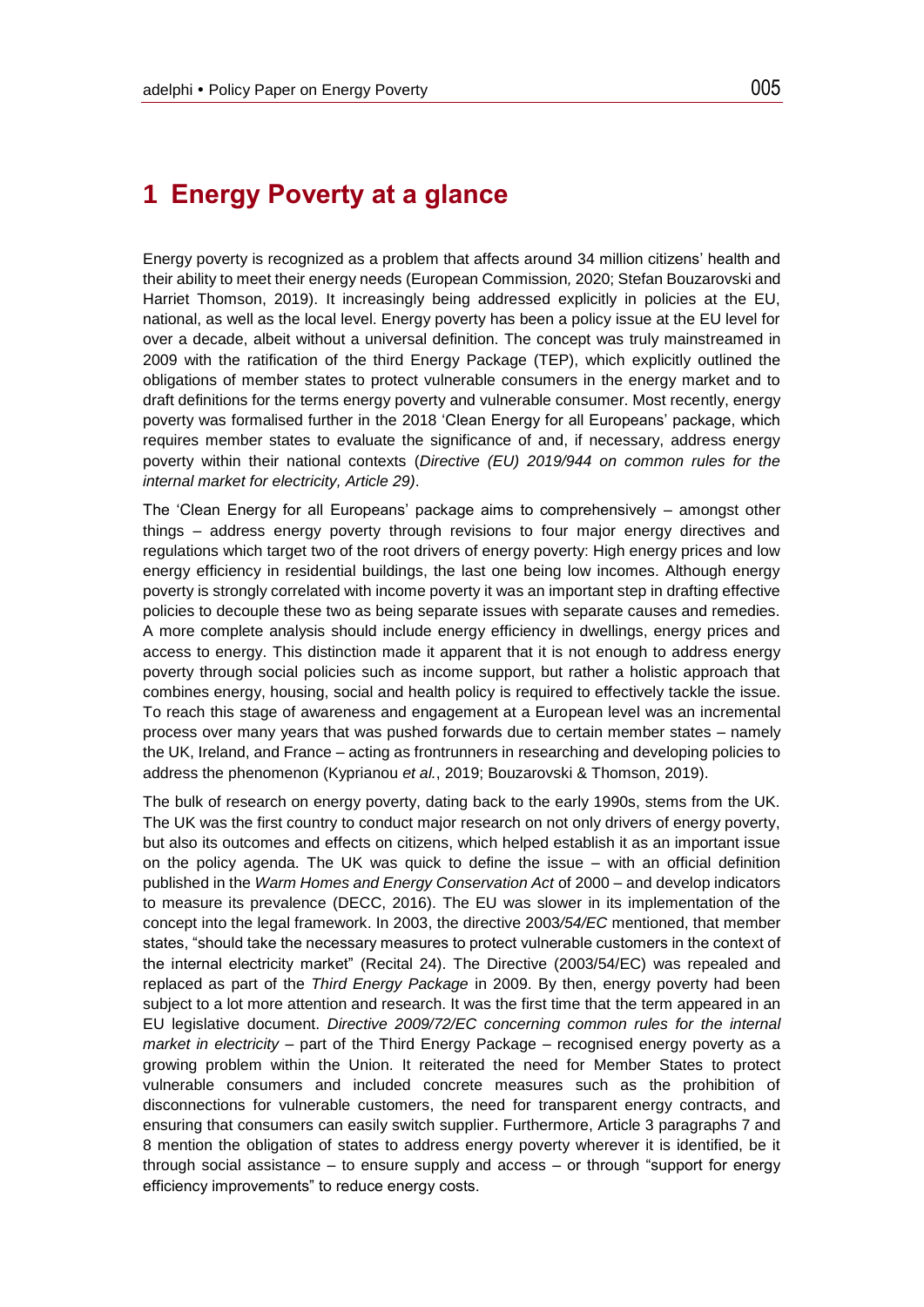# 1 Energy Poverty at a glance

Energy poverty is recognized as a problem that affects around 34 million citizens' health and their ability to meet their energy needs (European Commission, 2020; Stefan Bouzarovski and Harriet Thomson, 2019). It increasingly being addressed explicitly in policies at the EU, national, as well as the local level. Energy poverty has been a policy issue at the EU level for over a decade, albeit without a universal definition. The concept was truly mainstreamed in 2009 with the ratification of the third Energy Package (TEP), which explicitly outlined the obligations of member states to protect vulnerable consumers in the energy market and to draft definitions for the terms energy poverty and vulnerable consumer. Most recently, energy poverty was formalised further in the 2018 'Clean Energy for all Europeans' package, which requires member states to evaluate the significance of and, if necessary, address energy poverty within their national contexts (*Directive (EU) 2019/944 on common rules for the internal market for electricity, Article 29)*.

The 'Clean Energy for all Europeans' package aims to comprehensively – amongst other things – address energy poverty through revisions to four major energy directives and regulations which target two of the root drivers of energy poverty: High energy prices and low energy efficiency in residential buildings, the last one being low incomes. Although energy poverty is strongly correlated with income poverty it was an important step in drafting effective policies to decouple these two as being separate issues with separate causes and remedies. A more complete analysis should include energy efficiency in dwellings, energy prices and access to energy. This distinction made it apparent that it is not enough to address energy poverty through social policies such as income support, but rather a holistic approach that combines energy, housing, social and health policy is required to effectively tackle the issue. To reach this stage of awareness and engagement at a European level was an incremental process over many years that was pushed forwards due to certain member states – namely the UK, Ireland, and France – acting as frontrunners in researching and developing policies to address the phenomenon (Kyprianou *et al.*, 2019; Bouzarovski & Thomson, 2019).

The bulk of research on energy poverty, dating back to the early 1990s, stems from the UK. The UK was the first country to conduct major research on not only drivers of energy poverty, but also its outcomes and effects on citizens, which helped establish it as an important issue on the policy agenda. The UK was quick to define the issue – with an official definition published in the *Warm Homes and Energy Conservation Act* of 2000 – and develop indicators to measure its prevalence (DECC, 2016). The EU was slower in its implementation of the concept into the legal framework. In 2003, the directive 2003*/54/EC* mentioned, that member states, "should take the necessary measures to protect vulnerable customers in the context of the internal electricity market" (Recital 24). The Directive (2003/54/EC) was repealed and replaced as part of the *Third Energy Package* in 2009. By then, energy poverty had been subject to a lot more attention and research. It was the first time that the term appeared in an EU legislative document. *Directive 2009/72/EC concerning common rules for the internal market in electricity* – part of the Third Energy Package – recognised energy poverty as a growing problem within the Union. It reiterated the need for Member States to protect vulnerable consumers and included concrete measures such as the prohibition of disconnections for vulnerable customers, the need for transparent energy contracts, and ensuring that consumers can easily switch supplier. Furthermore, Article 3 paragraphs 7 and 8 mention the obligation of states to address energy poverty wherever it is identified, be it through social assistance – to ensure supply and access – or through "support for energy efficiency improvements" to reduce energy costs.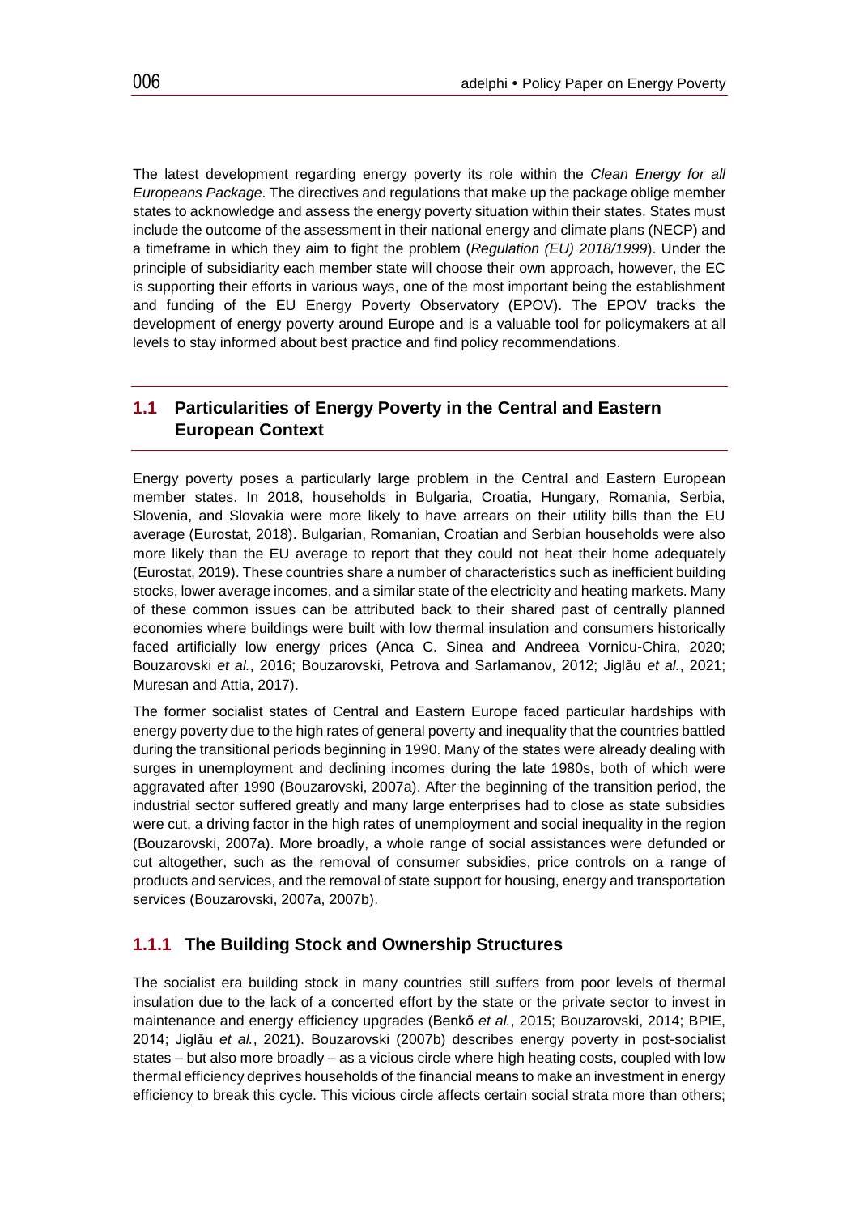The latest development regarding energy poverty its role within the *Clean Energy for all Europeans Package*. The directives and regulations that make up the package oblige member states to acknowledge and assess the energy poverty situation within their states. States must include the outcome of the assessment in their national energy and climate plans (NECP) and a timeframe in which they aim to fight the problem (*Regulation (EU) 2018/1999*). Under the principle of subsidiarity each member state will choose their own approach, however, the EC is supporting their efforts in various ways, one of the most important being the establishment and funding of the EU Energy Poverty Observatory (EPOV). The EPOV tracks the development of energy poverty around Europe and is a valuable tool for policymakers at all levels to stay informed about best practice and find policy recommendations.

## 1.1 Particularities of Energy Poverty in the Central and Eastern European Context

Energy poverty poses a particularly large problem in the Central and Eastern European member states. In 2018, households in Bulgaria, Croatia, Hungary, Romania, Serbia, Slovenia, and Slovakia were more likely to have arrears on their utility bills than the EU average (Eurostat, 2018). Bulgarian, Romanian, Croatian and Serbian households were also more likely than the EU average to report that they could not heat their home adequately (Eurostat, 2019). These countries share a number of characteristics such as inefficient building stocks, lower average incomes, and a similar state of the electricity and heating markets. Many of these common issues can be attributed back to their shared past of centrally planned economies where buildings were built with low thermal insulation and consumers historically faced artificially low energy prices (Anca C. Sinea and Andreea Vornicu-Chira, 2020; Bouzarovski *et al.*, 2016; Bouzarovski, Petrova and Sarlamanov, 2012; Jiglău *et al.*, 2021; Muresan and Attia, 2017).

The former socialist states of Central and Eastern Europe faced particular hardships with energy poverty due to the high rates of general poverty and inequality that the countries battled during the transitional periods beginning in 1990. Many of the states were already dealing with surges in unemployment and declining incomes during the late 1980s, both of which were aggravated after 1990 (Bouzarovski, 2007a). After the beginning of the transition period, the industrial sector suffered greatly and many large enterprises had to close as state subsidies were cut, a driving factor in the high rates of unemployment and social inequality in the region (Bouzarovski, 2007a). More broadly, a whole range of social assistances were defunded or cut altogether, such as the removal of consumer subsidies, price controls on a range of products and services, and the removal of state support for housing, energy and transportation services (Bouzarovski, 2007a, 2007b).

### 1.1.1 The Building Stock and Ownership Structures

The socialist era building stock in many countries still suffers from poor levels of thermal insulation due to the lack of a concerted effort by the state or the private sector to invest in maintenance and energy efficiency upgrades (Benkő *et al.*, 2015; Bouzarovski, 2014; BPIE, 2014; Jiglău *et al.*, 2021). Bouzarovski (2007b) describes energy poverty in post-socialist states – but also more broadly – as a vicious circle where high heating costs, coupled with low thermal efficiency deprives households of the financial means to make an investment in energy efficiency to break this cycle. This vicious circle affects certain social strata more than others;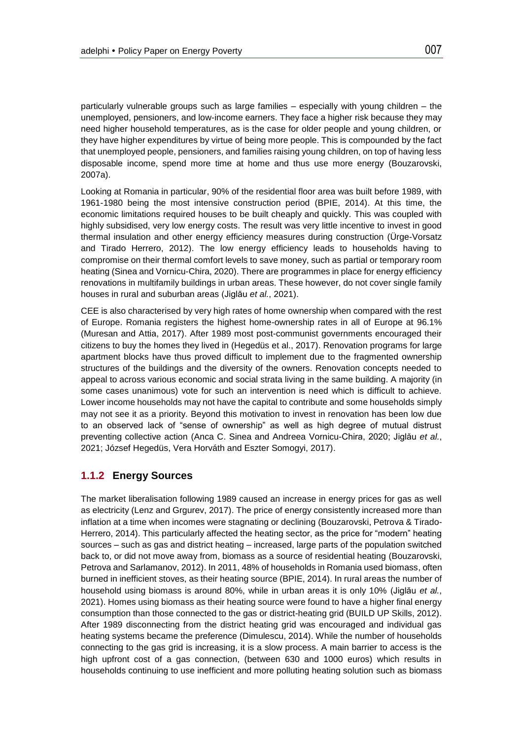particularly vulnerable groups such as large families – especially with young children – the unemployed, pensioners, and low-income earners. They face a higher risk because they may need higher household temperatures, as is the case for older people and young children, or they have higher expenditures by virtue of being more people. This is compounded by the fact that unemployed people, pensioners, and families raising young children, on top of having less disposable income, spend more time at home and thus use more energy (Bouzarovski, 2007a).

Looking at Romania in particular, 90% of the residential floor area was built before 1989, with 1961-1980 being the most intensive construction period (BPIE, 2014). At this time, the economic limitations required houses to be built cheaply and quickly. This was coupled with highly subsidised, very low energy costs. The result was very little incentive to invest in good thermal insulation and other energy efficiency measures during construction (Ürge-Vorsatz and Tirado Herrero, 2012). The low energy efficiency leads to households having to compromise on their thermal comfort levels to save money, such as partial or temporary room heating (Sinea and Vornicu-Chira, 2020). There are programmes in place for energy efficiency renovations in multifamily buildings in urban areas. These however, do not cover single family houses in rural and suburban areas (Jiglău *et al.*, 2021).

CEE is also characterised by very high rates of home ownership when compared with the rest of Europe. Romania registers the highest home-ownership rates in all of Europe at 96.1% (Muresan and Attia, 2017). After 1989 most post-communist governments encouraged their citizens to buy the homes they lived in (Hegedüs et al., 2017). Renovation programs for large apartment blocks have thus proved difficult to implement due to the fragmented ownership structures of the buildings and the diversity of the owners. Renovation concepts needed to appeal to across various economic and social strata living in the same building. A majority (in some cases unanimous) vote for such an intervention is need which is difficult to achieve. Lower income households may not have the capital to contribute and some households simply may not see it as a priority. Beyond this motivation to invest in renovation has been low due to an observed lack of "sense of ownership" as well as high degree of mutual distrust preventing collective action (Anca C. Sinea and Andreea Vornicu-Chira, 2020; Jiglău *et al.*, 2021; József Hegedüs, Vera Horváth and Eszter Somogyi, 2017).

### 1.1.2 Energy Sources

The market liberalisation following 1989 caused an increase in energy prices for gas as well as electricity (Lenz and Grgurev, 2017). The price of energy consistently increased more than inflation at a time when incomes were stagnating or declining (Bouzarovski, Petrova & Tirado-Herrero, 2014). This particularly affected the heating sector, as the price for "modern" heating sources – such as gas and district heating – increased, large parts of the population switched back to, or did not move away from, biomass as a source of residential heating (Bouzarovski, Petrova and Sarlamanov, 2012). In 2011, 48% of households in Romania used biomass, often burned in inefficient stoves, as their heating source (BPIE, 2014). In rural areas the number of household using biomass is around 80%, while in urban areas it is only 10% (Jiglău *et al.*, 2021). Homes using biomass as their heating source were found to have a higher final energy consumption than those connected to the gas or district-heating grid (BUILD UP Skills, 2012). After 1989 disconnecting from the district heating grid was encouraged and individual gas heating systems became the preference (Dimulescu, 2014). While the number of households connecting to the gas grid is increasing, it is a slow process. A main barrier to access is the high upfront cost of a gas connection, (between 630 and 1000 euros) which results in households continuing to use inefficient and more polluting heating solution such as biomass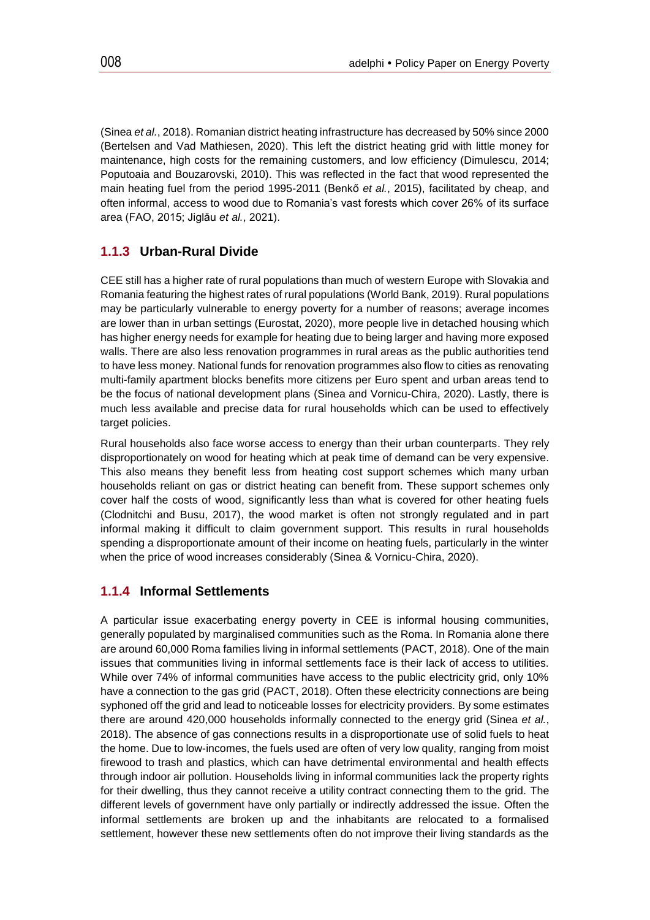(Sinea *et al.*, 2018). Romanian district heating infrastructure has decreased by 50% since 2000 (Bertelsen and Vad Mathiesen, 2020). This left the district heating grid with little money for maintenance, high costs for the remaining customers, and low efficiency (Dimulescu, 2014; Poputoaia and Bouzarovski, 2010). This was reflected in the fact that wood represented the main heating fuel from the period 1995-2011 (Benkő *et al.*, 2015), facilitated by cheap, and often informal, access to wood due to Romania's vast forests which cover 26% of its surface area (FAO, 2015; Jiglău *et al.*, 2021).

### 1.1.3 Urban-Rural Divide

CEE still has a higher rate of rural populations than much of western Europe with Slovakia and Romania featuring the highest rates of rural populations (World Bank, 2019). Rural populations may be particularly vulnerable to energy poverty for a number of reasons; average incomes are lower than in urban settings (Eurostat, 2020), more people live in detached housing which has higher energy needs for example for heating due to being larger and having more exposed walls. There are also less renovation programmes in rural areas as the public authorities tend to have less money. National funds for renovation programmes also flow to cities as renovating multi-family apartment blocks benefits more citizens per Euro spent and urban areas tend to be the focus of national development plans (Sinea and Vornicu-Chira, 2020). Lastly, there is much less available and precise data for rural households which can be used to effectively target policies.

Rural households also face worse access to energy than their urban counterparts. They rely disproportionately on wood for heating which at peak time of demand can be very expensive. This also means they benefit less from heating cost support schemes which many urban households reliant on gas or district heating can benefit from. These support schemes only cover half the costs of wood, significantly less than what is covered for other heating fuels (Clodnitchi and Busu, 2017), the wood market is often not strongly regulated and in part informal making it difficult to claim government support. This results in rural households spending a disproportionate amount of their income on heating fuels, particularly in the winter when the price of wood increases considerably (Sinea & Vornicu-Chira, 2020).

### 1.1.4 Informal Settlements

A particular issue exacerbating energy poverty in CEE is informal housing communities, generally populated by marginalised communities such as the Roma. In Romania alone there are around 60,000 Roma families living in informal settlements (PACT, 2018). One of the main issues that communities living in informal settlements face is their lack of access to utilities. While over 74% of informal communities have access to the public electricity grid, only 10% have a connection to the gas grid (PACT, 2018). Often these electricity connections are being syphoned off the grid and lead to noticeable losses for electricity providers. By some estimates there are around 420,000 households informally connected to the energy grid (Sinea *et al.*, 2018). The absence of gas connections results in a disproportionate use of solid fuels to heat the home. Due to low-incomes, the fuels used are often of very low quality, ranging from moist firewood to trash and plastics, which can have detrimental environmental and health effects through indoor air pollution. Households living in informal communities lack the property rights for their dwelling, thus they cannot receive a utility contract connecting them to the grid. The different levels of government have only partially or indirectly addressed the issue. Often the informal settlements are broken up and the inhabitants are relocated to a formalised settlement, however these new settlements often do not improve their living standards as the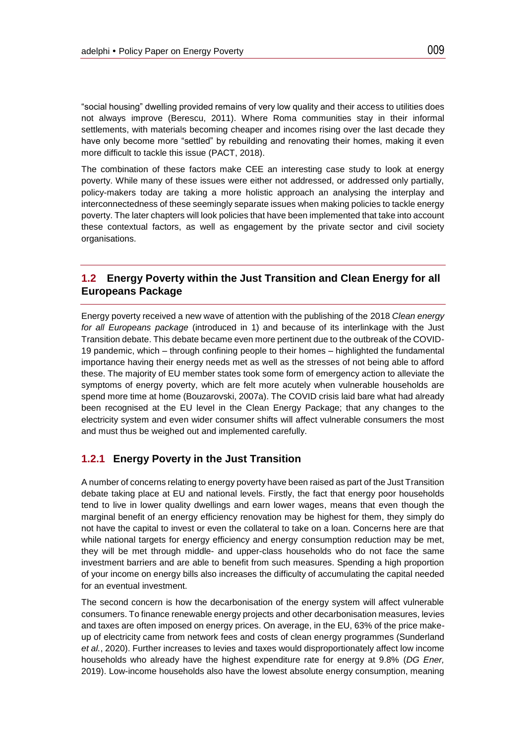“social housing” dwelling provided remains of very low quality and their access to utilities does not always improve (Berescu, 2011). Where Roma communities stay in their informal settlements, with materials becoming cheaper and incomes rising over the last decade they have only become more “settled” by rebuilding and renovating their homes, making it even more difficult to tackle this issue (PACT, 2018).

The combination of these factors make CEE an interesting case study to look at energy poverty. While many of these issues were either not addressed, or addressed only partially, policy-makers today are taking a more holistic approach an analysing the interplay and interconnectedness of these seemingly separate issues when making policies to tackle energy poverty. The later chapters will look policies that have been implemented that take into account these contextual factors, as well as engagement by the private sector and civil society organisations.

## 1.2 Energy Poverty within the Just Transition and Clean Energy for all Europeans Package

Energy poverty received a new wave of attention with the publishing of the 2018 *Clean energy for all Europeans package* (introduced in 1) and because of its interlinkage with the Just Transition debate. This debate became even more pertinent due to the outbreak of the COVID-19 pandemic, which – through confining people to their homes – highlighted the fundamental importance having their energy needs met as well as the stresses of not being able to afford these. The majority of EU member states took some form of emergency action to alleviate the symptoms of energy poverty, which are felt more acutely when vulnerable households are spend more time at home (Bouzarovski, 2007a). The COVID crisis laid bare what had already been recognised at the EU level in the Clean Energy Package; that any changes to the electricity system and even wider consumer shifts will affect vulnerable consumers the most and must thus be weighed out and implemented carefully.

### 1.2.1 Energy Poverty in the Just Transition

A number of concerns relating to energy poverty have been raised as part of the Just Transition debate taking place at EU and national levels. Firstly, the fact that energy poor households tend to live in lower quality dwellings and earn lower wages, means that even though the marginal benefit of an energy efficiency renovation may be highest for them, they simply do not have the capital to invest or even the collateral to take on a loan. Concerns here are that while national targets for energy efficiency and energy consumption reduction may be met, they will be met through middle- and upper-class households who do not face the same investment barriers and are able to benefit from such measures. Spending a high proportion of your income on energy bills also increases the difficulty of accumulating the capital needed for an eventual investment.

The second concern is how the decarbonisation of the energy system will affect vulnerable consumers. To finance renewable energy projects and other decarbonisation measures, levies and taxes are often imposed on energy prices. On average, in the EU, 63% of the price make-up of electricity came from network fees and costs of clean energy programmes (Sunderland *et al.*, 2020). Further increases to levies and taxes would disproportionately affect low income households who already have the highest expenditure rate for energy at 9.8% (*DG Ener,* 2019). Low-income households also have the lowest absolute energy consumption, meaning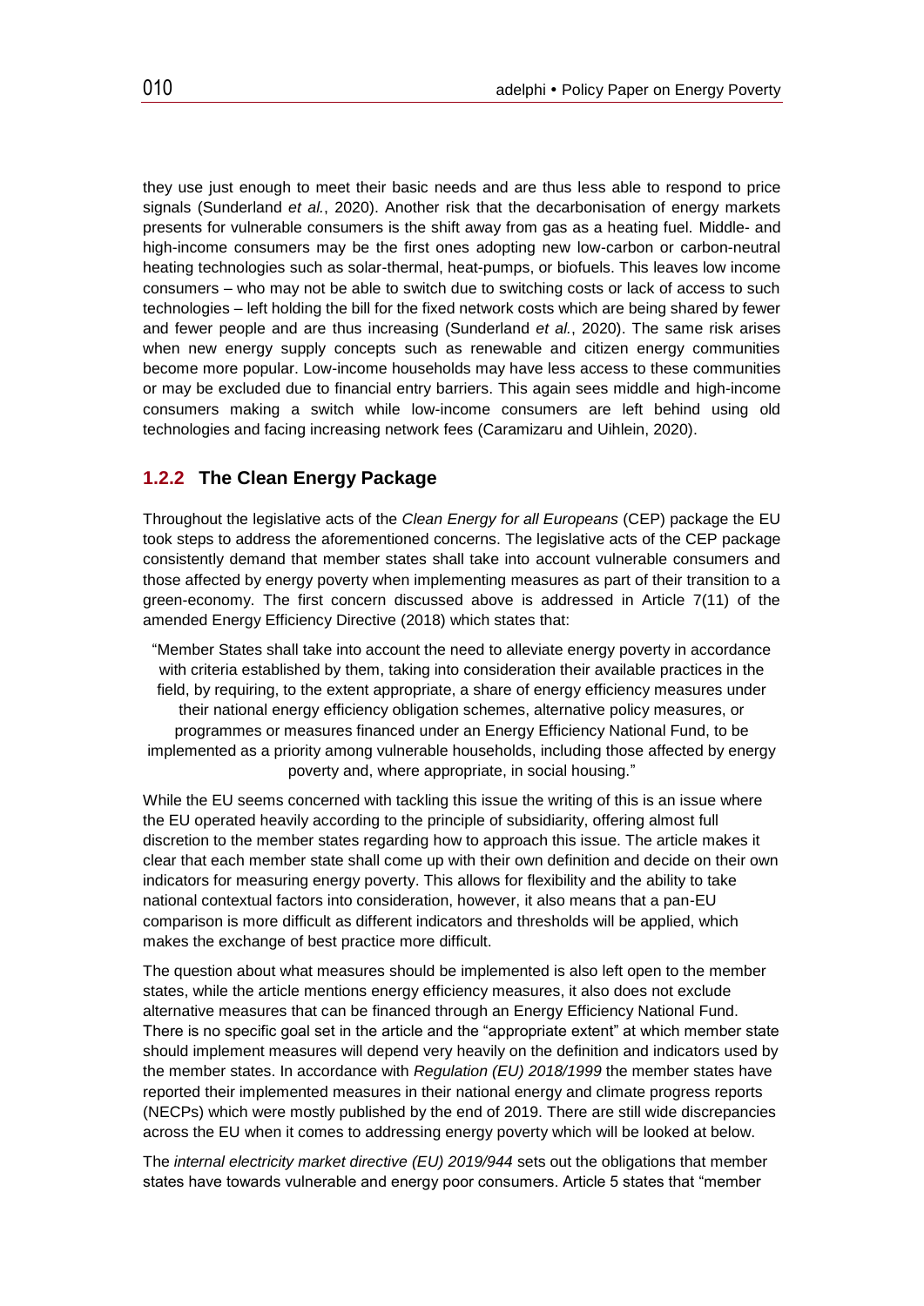they use just enough to meet their basic needs and are thus less able to respond to price signals (Sunderland *et al.*, 2020). Another risk that the decarbonisation of energy markets presents for vulnerable consumers is the shift away from gas as a heating fuel. Middle- and high-income consumers may be the first ones adopting new low-carbon or carbon-neutral heating technologies such as solar-thermal, heat-pumps, or biofuels. This leaves low income consumers – who may not be able to switch due to switching costs or lack of access to such technologies – left holding the bill for the fixed network costs which are being shared by fewer and fewer people and are thus increasing (Sunderland *et al.*, 2020). The same risk arises when new energy supply concepts such as renewable and citizen energy communities become more popular. Low-income households may have less access to these communities or may be excluded due to financial entry barriers. This again sees middle and high-income consumers making a switch while low-income consumers are left behind using old technologies and facing increasing network fees (Caramizaru and Uihlein, 2020).

### 1.2.2 The Clean Energy Package

Throughout the legislative acts of the *Clean Energy for all Europeans* (CEP) package the EU took steps to address the aforementioned concerns. The legislative acts of the CEP package consistently demand that member states shall take into account vulnerable consumers and those affected by energy poverty when implementing measures as part of their transition to a green-economy. The first concern discussed above is addressed in Article 7(11) of the amended Energy Efficiency Directive (2018) which states that:

> "Member States shall take into account the need to alleviate energy poverty in accordance with criteria established by them, taking into consideration their available practices in the field, by requiring, to the extent appropriate, a share of energy efficiency measures under their national energy efficiency obligation schemes, alternative policy measures, or programmes or measures financed under an Energy Efficiency National Fund, to be implemented as a priority among vulnerable households, including those affected by energy poverty and, where appropriate, in social housing."

While the EU seems concerned with tackling this issue the writing of this is an issue where the EU operated heavily according to the principle of subsidiarity, offering almost full discretion to the member states regarding how to approach this issue. The article makes it clear that each member state shall come up with their own definition and decide on their own indicators for measuring energy poverty. This allows for flexibility and the ability to take national contextual factors into consideration, however, it also means that a pan-EU comparison is more difficult as different indicators and thresholds will be applied, which makes the exchange of best practice more difficult.

The question about what measures should be implemented is also left open to the member states, while the article mentions energy efficiency measures, it also does not exclude alternative measures that can be financed through an Energy Efficiency National Fund. There is no specific goal set in the article and the "appropriate extent" at which member state should implement measures will depend very heavily on the definition and indicators used by the member states. In accordance with *Regulation (EU) 2018/1999* the member states have reported their implemented measures in their national energy and climate progress reports (NECPs) which were mostly published by the end of 2019. There are still wide discrepancies across the EU when it comes to addressing energy poverty which will be looked at below.

The *internal electricity market directive (EU) 2019/944* sets out the obligations that member states have towards vulnerable and energy poor consumers. Article 5 states that "member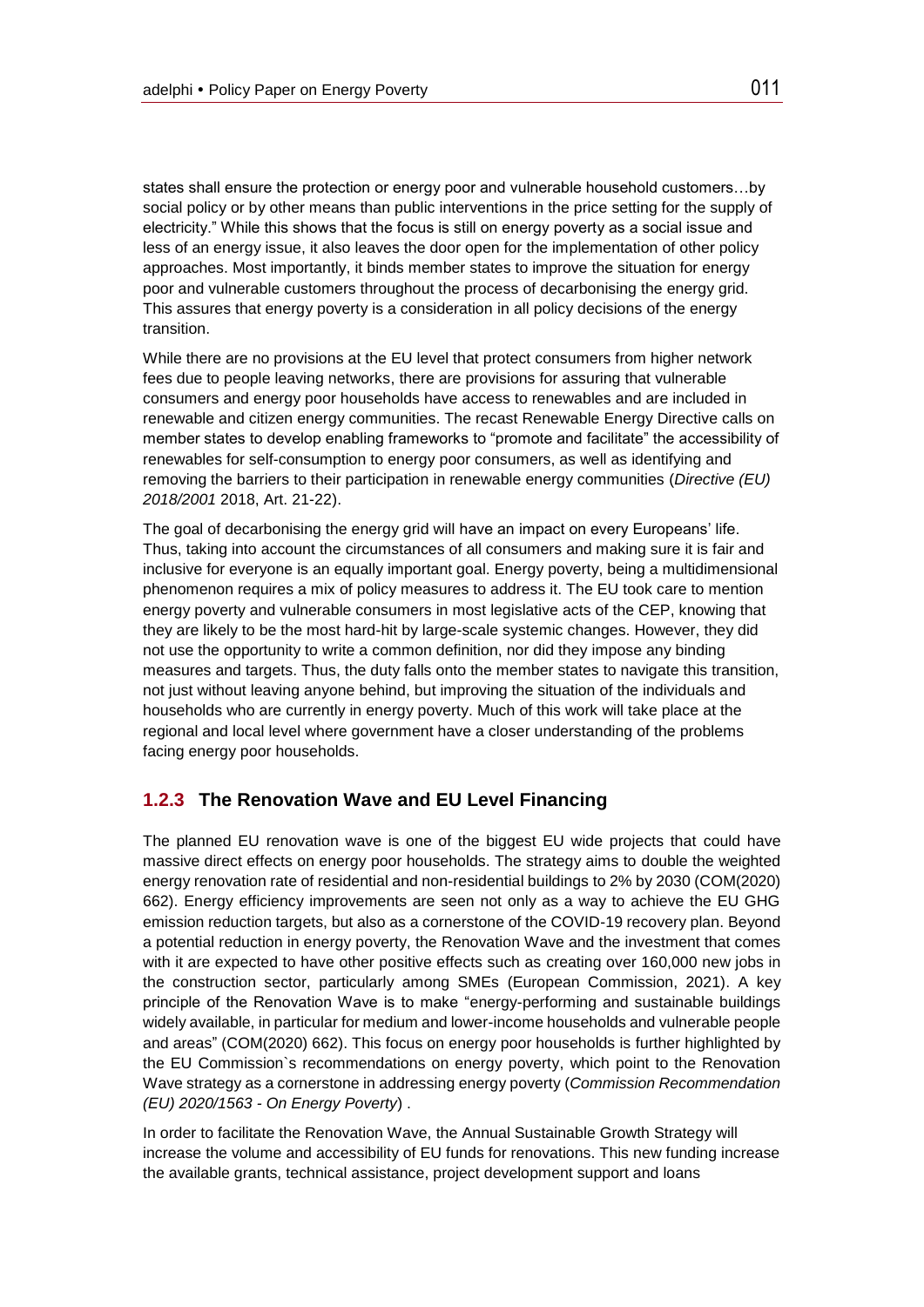states shall ensure the protection or energy poor and vulnerable household customers…by social policy or by other means than public interventions in the price setting for the supply of electricity." While this shows that the focus is still on energy poverty as a social issue and less of an energy issue, it also leaves the door open for the implementation of other policy approaches. Most importantly, it binds member states to improve the situation for energy poor and vulnerable customers throughout the process of decarbonising the energy grid. This assures that energy poverty is a consideration in all policy decisions of the energy transition.

While there are no provisions at the EU level that protect consumers from higher network fees due to people leaving networks, there are provisions for assuring that vulnerable consumers and energy poor households have access to renewables and are included in renewable and citizen energy communities. The recast Renewable Energy Directive calls on member states to develop enabling frameworks to "promote and facilitate" the accessibility of renewables for self-consumption to energy poor consumers, as well as identifying and removing the barriers to their participation in renewable energy communities (*Directive (EU) 2018/2001* 2018, Art. 21-22).

The goal of decarbonising the energy grid will have an impact on every Europeans' life. Thus, taking into account the circumstances of all consumers and making sure it is fair and inclusive for everyone is an equally important goal. Energy poverty, being a multidimensional phenomenon requires a mix of policy measures to address it. The EU took care to mention energy poverty and vulnerable consumers in most legislative acts of the CEP, knowing that they are likely to be the most hard-hit by large-scale systemic changes. However, they did not use the opportunity to write a common definition, nor did they impose any binding measures and targets. Thus, the duty falls onto the member states to navigate this transition, not just without leaving anyone behind, but improving the situation of the individuals and households who are currently in energy poverty. Much of this work will take place at the regional and local level where government have a closer understanding of the problems facing energy poor households.

### 1.2.3 The Renovation Wave and EU Level Financing

The planned EU renovation wave is one of the biggest EU wide projects that could have massive direct effects on energy poor households. The strategy aims to double the weighted energy renovation rate of residential and non-residential buildings to 2% by 2030 (COM(2020) 662). Energy efficiency improvements are seen not only as a way to achieve the EU GHG emission reduction targets, but also as a cornerstone of the COVID-19 recovery plan. Beyond a potential reduction in energy poverty, the Renovation Wave and the investment that comes with it are expected to have other positive effects such as creating over 160,000 new jobs in the construction sector, particularly among SMEs (European Commission, 2021). A key principle of the Renovation Wave is to make "energy-performing and sustainable buildings widely available, in particular for medium and lower-income households and vulnerable people and areas" (COM(2020) 662). This focus on energy poor households is further highlighted by the EU Commission`s recommendations on energy poverty, which point to the Renovation Wave strategy as a cornerstone in addressing energy poverty (*Commission Recommendation (EU) 2020/1563 - On Energy Poverty*) .

In order to facilitate the Renovation Wave, the Annual Sustainable Growth Strategy will increase the volume and accessibility of EU funds for renovations. This new funding increase the available grants, technical assistance, project development support and loans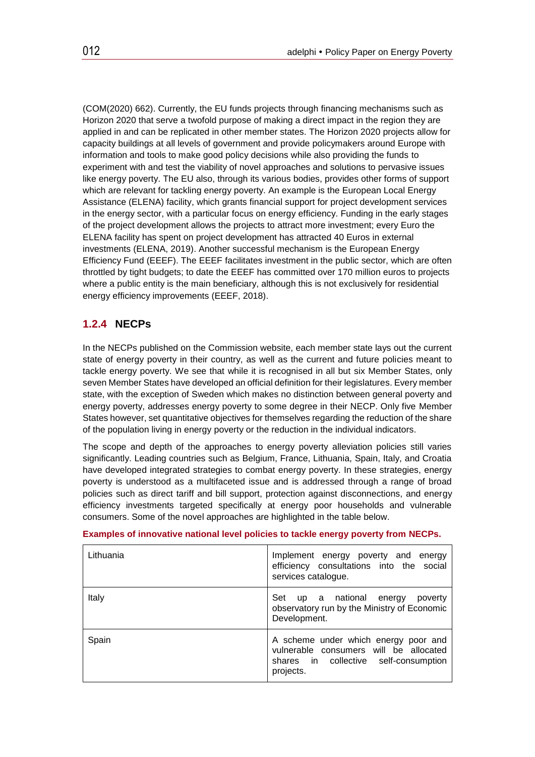(COM(2020) 662). Currently, the EU funds projects through financing mechanisms such as Horizon 2020 that serve a twofold purpose of making a direct impact in the region they are applied in and can be replicated in other member states. The Horizon 2020 projects allow for capacity buildings at all levels of government and provide policymakers around Europe with information and tools to make good policy decisions while also providing the funds to experiment with and test the viability of novel approaches and solutions to pervasive issues like energy poverty. The EU also, through its various bodies, provides other forms of support which are relevant for tackling energy poverty. An example is the European Local Energy Assistance (ELENA) facility, which grants financial support for project development services in the energy sector, with a particular focus on energy efficiency. Funding in the early stages of the project development allows the projects to attract more investment; every Euro the ELENA facility has spent on project development has attracted 40 Euros in external investments (ELENA, 2019). Another successful mechanism is the European Energy Efficiency Fund (EEEF). The EEEF facilitates investment in the public sector, which are often throttled by tight budgets; to date the EEEF has committed over 170 million euros to projects where a public entity is the main beneficiary, although this is not exclusively for residential energy efficiency improvements (EEEF, 2018).

### 1.2.4 NECPs

In the NECPs published on the Commission website, each member state lays out the current state of energy poverty in their country, as well as the current and future policies meant to tackle energy poverty. We see that while it is recognised in all but six Member States, only seven Member States have developed an official definition for their legislatures. Every member state, with the exception of Sweden which makes no distinction between general poverty and energy poverty, addresses energy poverty to some degree in their NECP. Only five Member States however, set quantitative objectives for themselves regarding the reduction of the share of the population living in energy poverty or the reduction in the individual indicators.

The scope and depth of the approaches to energy poverty alleviation policies still varies significantly. Leading countries such as Belgium, France, Lithuania, Spain, Italy, and Croatia have developed integrated strategies to combat energy poverty. In these strategies, energy poverty is understood as a multifaceted issue and is addressed through a range of broad policies such as direct tariff and bill support, protection against disconnections, and energy efficiency investments targeted specifically at energy poor households and vulnerable consumers. Some of the novel approaches are highlighted in the table below.

**Examples of innovative national level policies to tackle energy poverty from NECPs.**

| | |
|---|---|
| Lithuania | Implement energy poverty and energy efficiency consultations into the social services catalogue. |
| Italy | Set up a national energy poverty observatory run by the Ministry of Economic Development. |
| Spain | A scheme under which energy poor and vulnerable consumers will be allocated shares in collective self-consumption projects. |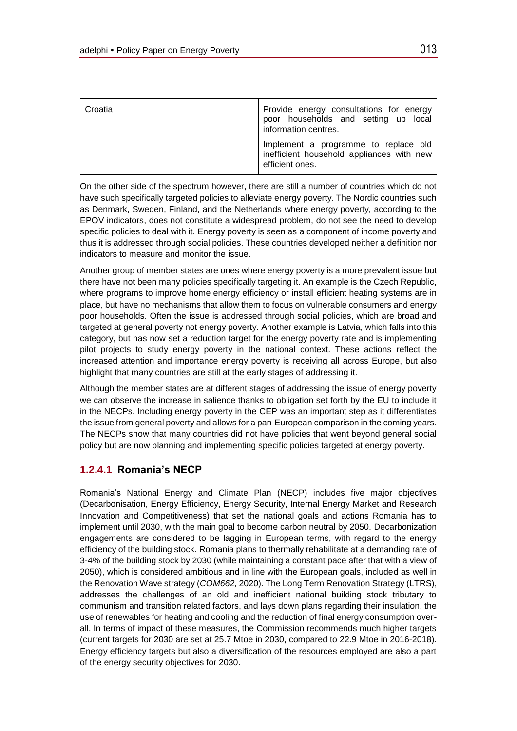| Croatia | Provide energy consultations for energy poor households and setting up local information centres. |
| --- | --- |
| | Implement a programme to replace old inefficient household appliances with new efficient ones. |

On the other side of the spectrum however, there are still a number of countries which do not have such specifically targeted policies to alleviate energy poverty. The Nordic countries such as Denmark, Sweden, Finland, and the Netherlands where energy poverty, according to the EPOV indicators, does not constitute a widespread problem, do not see the need to develop specific policies to deal with it. Energy poverty is seen as a component of income poverty and thus it is addressed through social policies. These countries developed neither a definition nor indicators to measure and monitor the issue.

Another group of member states are ones where energy poverty is a more prevalent issue but there have not been many policies specifically targeting it. An example is the Czech Republic, where programs to improve home energy efficiency or install efficient heating systems are in place, but have no mechanisms that allow them to focus on vulnerable consumers and energy poor households. Often the issue is addressed through social policies, which are broad and targeted at general poverty not energy poverty. Another example is Latvia, which falls into this category, but has now set a reduction target for the energy poverty rate and is implementing pilot projects to study energy poverty in the national context. These actions reflect the increased attention and importance energy poverty is receiving all across Europe, but also highlight that many countries are still at the early stages of addressing it.

Although the member states are at different stages of addressing the issue of energy poverty we can observe the increase in salience thanks to obligation set forth by the EU to include it in the NECPs. Including energy poverty in the CEP was an important step as it differentiates the issue from general poverty and allows for a pan-European comparison in the coming years. The NECPs show that many countries did not have policies that went beyond general social policy but are now planning and implementing specific policies targeted at energy poverty.

#### 1.2.4.1 Romania's NECP

Romania's National Energy and Climate Plan (NECP) includes five major objectives (Decarbonisation, Energy Efficiency, Energy Security, Internal Energy Market and Research Innovation and Competitiveness) that set the national goals and actions Romania has to implement until 2030, with the main goal to become carbon neutral by 2050. Decarbonization engagements are considered to be lagging in European terms, with regard to the energy efficiency of the building stock. Romania plans to thermally rehabilitate at a demanding rate of 3-4% of the building stock by 2030 (while maintaining a constant pace after that with a view of 2050), which is considered ambitious and in line with the European goals, included as well in the Renovation Wave strategy (*COM662,* 2020). The Long Term Renovation Strategy (LTRS), addresses the challenges of an old and inefficient national building stock tributary to communism and transition related factors, and lays down plans regarding their insulation, the use of renewables for heating and cooling and the reduction of final energy consumption overall. In terms of impact of these measures, the Commission recommends much higher targets (current targets for 2030 are set at 25.7 Mtoe in 2030, compared to 22.9 Mtoe in 2016-2018). Energy efficiency targets but also a diversification of the resources employed are also a part of the energy security objectives for 2030.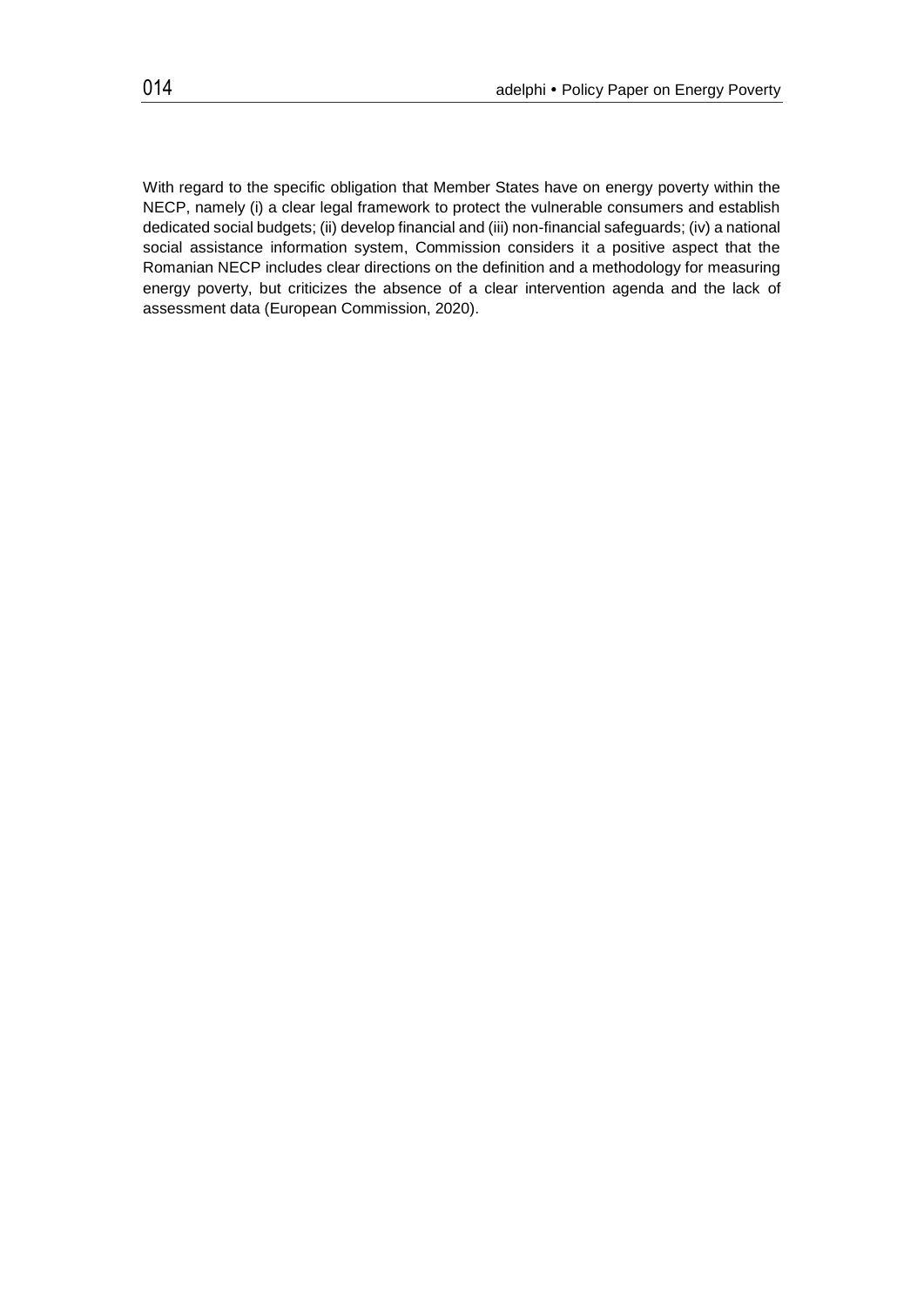With regard to the specific obligation that Member States have on energy poverty within the NECP, namely (i) a clear legal framework to protect the vulnerable consumers and establish dedicated social budgets; (ii) develop financial and (iii) non-financial safeguards; (iv) a national social assistance information system, Commission considers it a positive aspect that the Romanian NECP includes clear directions on the definition and a methodology for measuring energy poverty, but criticizes the absence of a clear intervention agenda and the lack of assessment data (European Commission, 2020).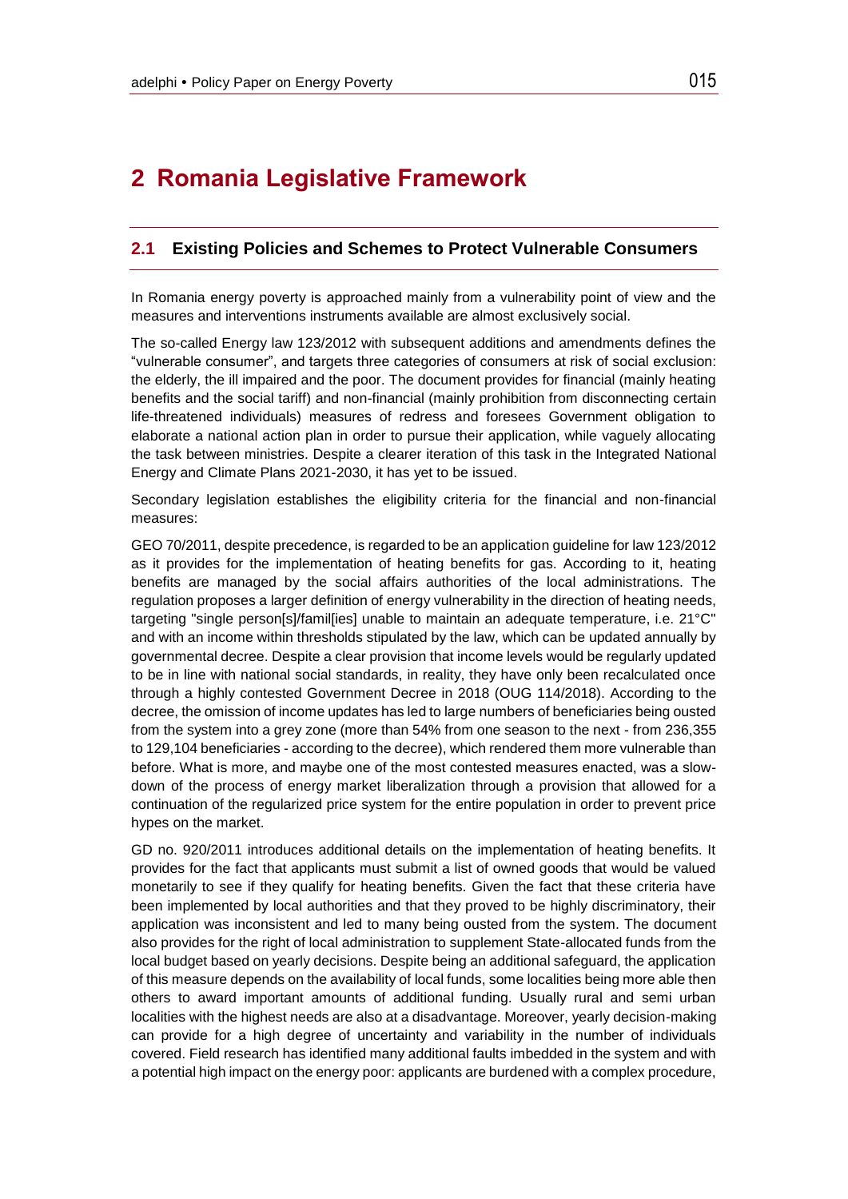# 2 Romania Legislative Framework

## 2.1 Existing Policies and Schemes to Protect Vulnerable Consumers

In Romania energy poverty is approached mainly from a vulnerability point of view and the measures and interventions instruments available are almost exclusively social.

The so-called Energy law 123/2012 with subsequent additions and amendments defines the "vulnerable consumer", and targets three categories of consumers at risk of social exclusion: the elderly, the ill impaired and the poor. The document provides for financial (mainly heating benefits and the social tariff) and non-financial (mainly prohibition from disconnecting certain life-threatened individuals) measures of redress and foresees Government obligation to elaborate a national action plan in order to pursue their application, while vaguely allocating the task between ministries. Despite a clearer iteration of this task in the Integrated National Energy and Climate Plans 2021-2030, it has yet to be issued.

Secondary legislation establishes the eligibility criteria for the financial and non-financial measures:

GEO 70/2011, despite precedence, is regarded to be an application guideline for law 123/2012 as it provides for the implementation of heating benefits for gas. According to it, heating benefits are managed by the social affairs authorities of the local administrations. The regulation proposes a larger definition of energy vulnerability in the direction of heating needs, targeting "single person[s]/famil[ies] unable to maintain an adequate temperature, i.e. 21°C" and with an income within thresholds stipulated by the law, which can be updated annually by governmental decree. Despite a clear provision that income levels would be regularly updated to be in line with national social standards, in reality, they have only been recalculated once through a highly contested Government Decree in 2018 (OUG 114/2018). According to the decree, the omission of income updates has led to large numbers of beneficiaries being ousted from the system into a grey zone (more than 54% from one season to the next - from 236,355 to 129,104 beneficiaries - according to the decree), which rendered them more vulnerable than before. What is more, and maybe one of the most contested measures enacted, was a slow-down of the process of energy market liberalization through a provision that allowed for a continuation of the regularized price system for the entire population in order to prevent price hypes on the market.

GD no. 920/2011 introduces additional details on the implementation of heating benefits. It provides for the fact that applicants must submit a list of owned goods that would be valued monetarily to see if they qualify for heating benefits. Given the fact that these criteria have been implemented by local authorities and that they proved to be highly discriminatory, their application was inconsistent and led to many being ousted from the system. The document also provides for the right of local administration to supplement State-allocated funds from the local budget based on yearly decisions. Despite being an additional safeguard, the application of this measure depends on the availability of local funds, some localities being more able then others to award important amounts of additional funding. Usually rural and semi urban localities with the highest needs are also at a disadvantage. Moreover, yearly decision-making can provide for a high degree of uncertainty and variability in the number of individuals covered. Field research has identified many additional faults imbedded in the system and with a potential high impact on the energy poor: applicants are burdened with a complex procedure,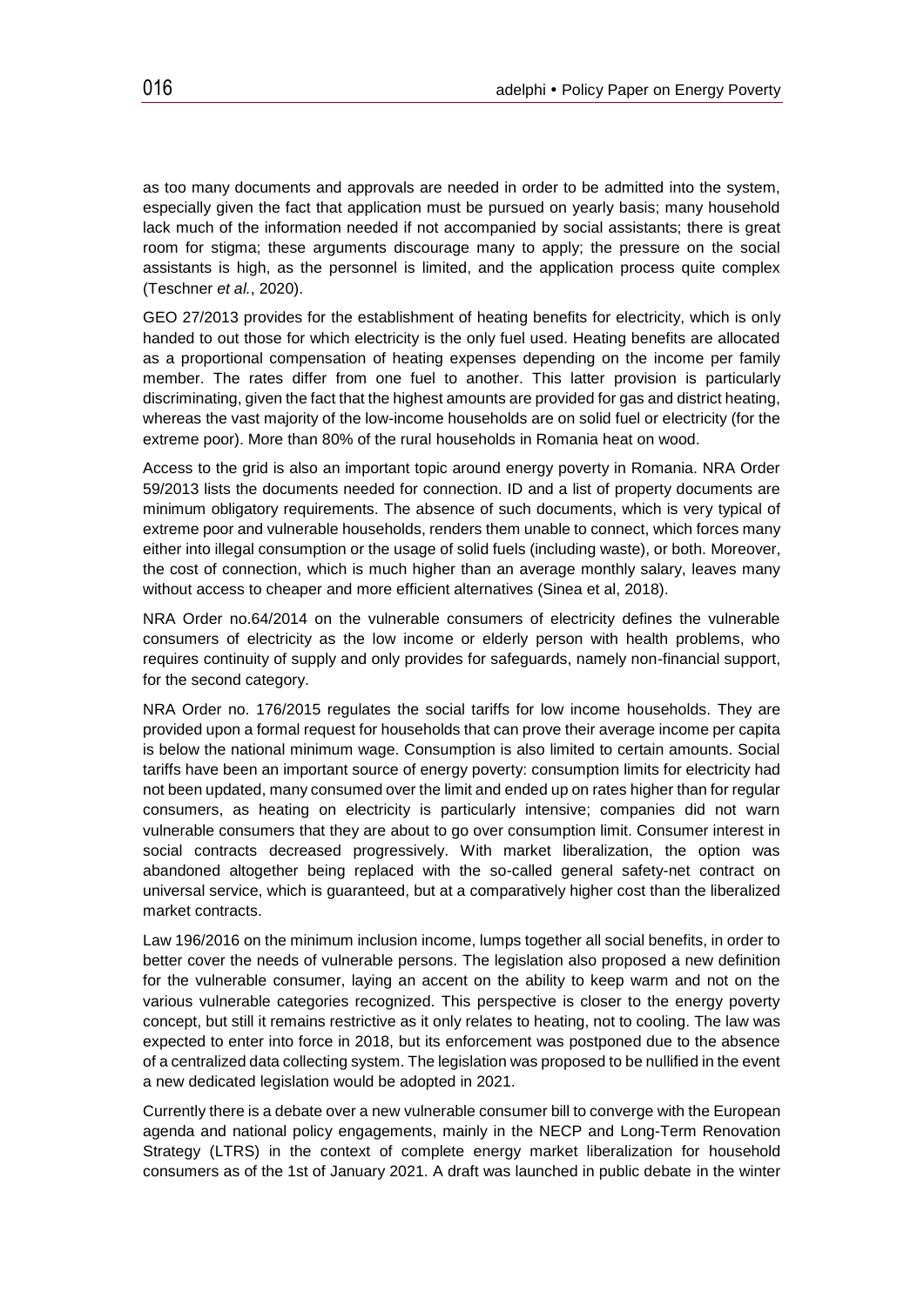as too many documents and approvals are needed in order to be admitted into the system, especially given the fact that application must be pursued on yearly basis; many household lack much of the information needed if not accompanied by social assistants; there is great room for stigma; these arguments discourage many to apply; the pressure on the social assistants is high, as the personnel is limited, and the application process quite complex (Teschner *et al.*, 2020).

GEO 27/2013 provides for the establishment of heating benefits for electricity, which is only handed to out those for which electricity is the only fuel used. Heating benefits are allocated as a proportional compensation of heating expenses depending on the income per family member. The rates differ from one fuel to another. This latter provision is particularly discriminating, given the fact that the highest amounts are provided for gas and district heating, whereas the vast majority of the low-income households are on solid fuel or electricity (for the extreme poor). More than 80% of the rural households in Romania heat on wood.

Access to the grid is also an important topic around energy poverty in Romania. NRA Order 59/2013 lists the documents needed for connection. ID and a list of property documents are minimum obligatory requirements. The absence of such documents, which is very typical of extreme poor and vulnerable households, renders them unable to connect, which forces many either into illegal consumption or the usage of solid fuels (including waste), or both. Moreover, the cost of connection, which is much higher than an average monthly salary, leaves many without access to cheaper and more efficient alternatives (Sinea et al, 2018).

NRA Order no.64/2014 on the vulnerable consumers of electricity defines the vulnerable consumers of electricity as the low income or elderly person with health problems, who requires continuity of supply and only provides for safeguards, namely non-financial support, for the second category.

NRA Order no. 176/2015 regulates the social tariffs for low income households. They are provided upon a formal request for households that can prove their average income per capita is below the national minimum wage. Consumption is also limited to certain amounts. Social tariffs have been an important source of energy poverty: consumption limits for electricity had not been updated, many consumed over the limit and ended up on rates higher than for regular consumers, as heating on electricity is particularly intensive; companies did not warn vulnerable consumers that they are about to go over consumption limit. Consumer interest in social contracts decreased progressively. With market liberalization, the option was abandoned altogether being replaced with the so-called general safety-net contract on universal service, which is guaranteed, but at a comparatively higher cost than the liberalized market contracts.

Law 196/2016 on the minimum inclusion income, lumps together all social benefits, in order to better cover the needs of vulnerable persons. The legislation also proposed a new definition for the vulnerable consumer, laying an accent on the ability to keep warm and not on the various vulnerable categories recognized. This perspective is closer to the energy poverty concept, but still it remains restrictive as it only relates to heating, not to cooling. The law was expected to enter into force in 2018, but its enforcement was postponed due to the absence of a centralized data collecting system. The legislation was proposed to be nullified in the event a new dedicated legislation would be adopted in 2021.

Currently there is a debate over a new vulnerable consumer bill to converge with the European agenda and national policy engagements, mainly in the NECP and Long-Term Renovation Strategy (LTRS) in the context of complete energy market liberalization for household consumers as of the 1st of January 2021. A draft was launched in public debate in the winter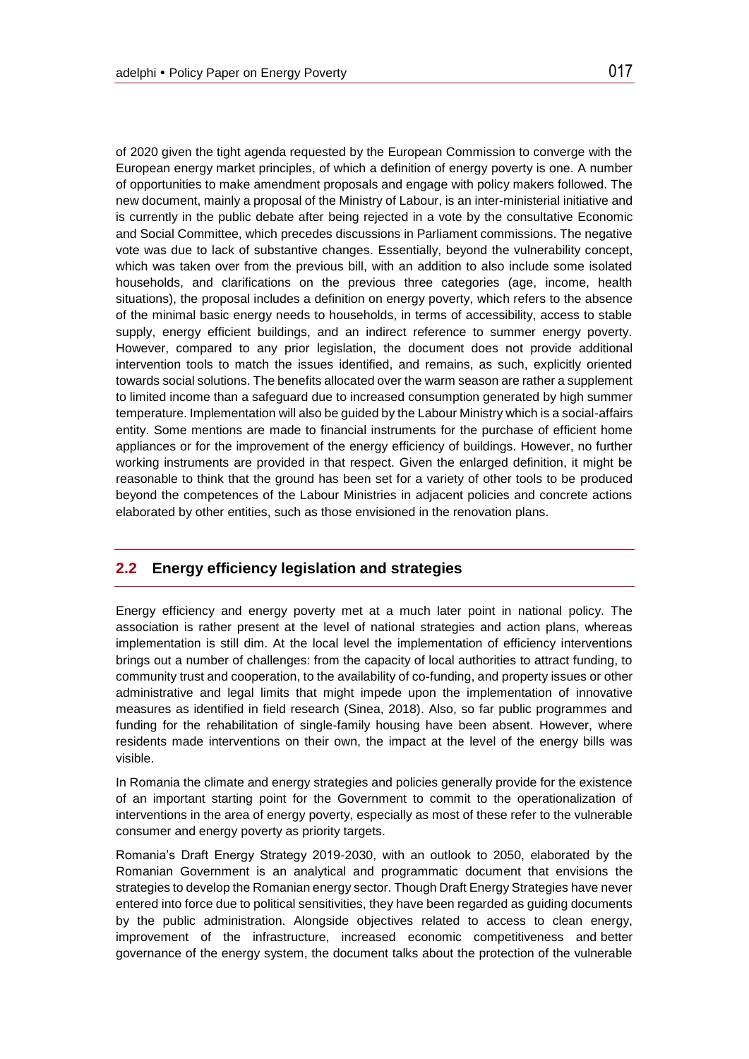of 2020 given the tight agenda requested by the European Commission to converge with the European energy market principles, of which a definition of energy poverty is one. A number of opportunities to make amendment proposals and engage with policy makers followed. The new document, mainly a proposal of the Ministry of Labour, is an inter-ministerial initiative and is currently in the public debate after being rejected in a vote by the consultative Economic and Social Committee, which precedes discussions in Parliament commissions. The negative vote was due to lack of substantive changes. Essentially, beyond the vulnerability concept, which was taken over from the previous bill, with an addition to also include some isolated households, and clarifications on the previous three categories (age, income, health situations), the proposal includes a definition on energy poverty, which refers to the absence of the minimal basic energy needs to households, in terms of accessibility, access to stable supply, energy efficient buildings, and an indirect reference to summer energy poverty. However, compared to any prior legislation, the document does not provide additional intervention tools to match the issues identified, and remains, as such, explicitly oriented towards social solutions. The benefits allocated over the warm season are rather a supplement to limited income than a safeguard due to increased consumption generated by high summer temperature. Implementation will also be guided by the Labour Ministry which is a social-affairs entity. Some mentions are made to financial instruments for the purchase of efficient home appliances or for the improvement of the energy efficiency of buildings. However, no further working instruments are provided in that respect. Given the enlarged definition, it might be reasonable to think that the ground has been set for a variety of other tools to be produced beyond the competences of the Labour Ministries in adjacent policies and concrete actions elaborated by other entities, such as those envisioned in the renovation plans.

## 2.2 Energy efficiency legislation and strategies

Energy efficiency and energy poverty met at a much later point in national policy. The association is rather present at the level of national strategies and action plans, whereas implementation is still dim. At the local level the implementation of efficiency interventions brings out a number of challenges: from the capacity of local authorities to attract funding, to community trust and cooperation, to the availability of co-funding, and property issues or other administrative and legal limits that might impede upon the implementation of innovative measures as identified in field research (Sinea, 2018). Also, so far public programmes and funding for the rehabilitation of single-family housing have been absent. However, where residents made interventions on their own, the impact at the level of the energy bills was visible.

In Romania the climate and energy strategies and policies generally provide for the existence of an important starting point for the Government to commit to the operationalization of interventions in the area of energy poverty, especially as most of these refer to the vulnerable consumer and energy poverty as priority targets.

Romania's Draft Energy Strategy 2019-2030, with an outlook to 2050, elaborated by the Romanian Government is an analytical and programmatic document that envisions the strategies to develop the Romanian energy sector. Though Draft Energy Strategies have never entered into force due to political sensitivities, they have been regarded as guiding documents by the public administration. Alongside objectives related to access to clean energy, improvement of the infrastructure, increased economic competitiveness and better governance of the energy system, the document talks about the protection of the vulnerable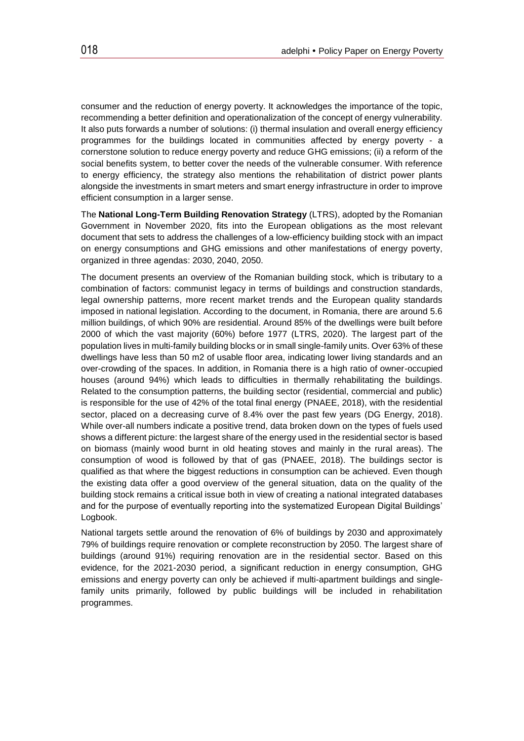consumer and the reduction of energy poverty. It acknowledges the importance of the topic, recommending a better definition and operationalization of the concept of energy vulnerability. It also puts forwards a number of solutions: (i) thermal insulation and overall energy efficiency programmes for the buildings located in communities affected by energy poverty - a cornerstone solution to reduce energy poverty and reduce GHG emissions; (ii) a reform of the social benefits system, to better cover the needs of the vulnerable consumer. With reference to energy efficiency, the strategy also mentions the rehabilitation of district power plants alongside the investments in smart meters and smart energy infrastructure in order to improve efficient consumption in a larger sense.

The **National Long-Term Building Renovation Strategy** (LTRS), adopted by the Romanian Government in November 2020, fits into the European obligations as the most relevant document that sets to address the challenges of a low-efficiency building stock with an impact on energy consumptions and GHG emissions and other manifestations of energy poverty, organized in three agendas: 2030, 2040, 2050.

The document presents an overview of the Romanian building stock, which is tributary to a combination of factors: communist legacy in terms of buildings and construction standards, legal ownership patterns, more recent market trends and the European quality standards imposed in national legislation. According to the document, in Romania, there are around 5.6 million buildings, of which 90% are residential. Around 85% of the dwellings were built before 2000 of which the vast majority (60%) before 1977 (LTRS, 2020). The largest part of the population lives in multi-family building blocks or in small single-family units. Over 63% of these dwellings have less than 50 m2 of usable floor area, indicating lower living standards and an over-crowding of the spaces. In addition, in Romania there is a high ratio of owner-occupied houses (around 94%) which leads to difficulties in thermally rehabilitating the buildings. Related to the consumption patterns, the building sector (residential, commercial and public) is responsible for the use of 42% of the total final energy (PNAEE, 2018), with the residential sector, placed on a decreasing curve of 8.4% over the past few years (DG Energy, 2018). While over-all numbers indicate a positive trend, data broken down on the types of fuels used shows a different picture: the largest share of the energy used in the residential sector is based on biomass (mainly wood burnt in old heating stoves and mainly in the rural areas). The consumption of wood is followed by that of gas (PNAEE, 2018). The buildings sector is qualified as that where the biggest reductions in consumption can be achieved. Even though the existing data offer a good overview of the general situation, data on the quality of the building stock remains a critical issue both in view of creating a national integrated databases and for the purpose of eventually reporting into the systematized European Digital Buildings' Logbook.

National targets settle around the renovation of 6% of buildings by 2030 and approximately 79% of buildings require renovation or complete reconstruction by 2050. The largest share of buildings (around 91%) requiring renovation are in the residential sector. Based on this evidence, for the 2021-2030 period, a significant reduction in energy consumption, GHG emissions and energy poverty can only be achieved if multi-apartment buildings and single-family units primarily, followed by public buildings will be included in rehabilitation programmes.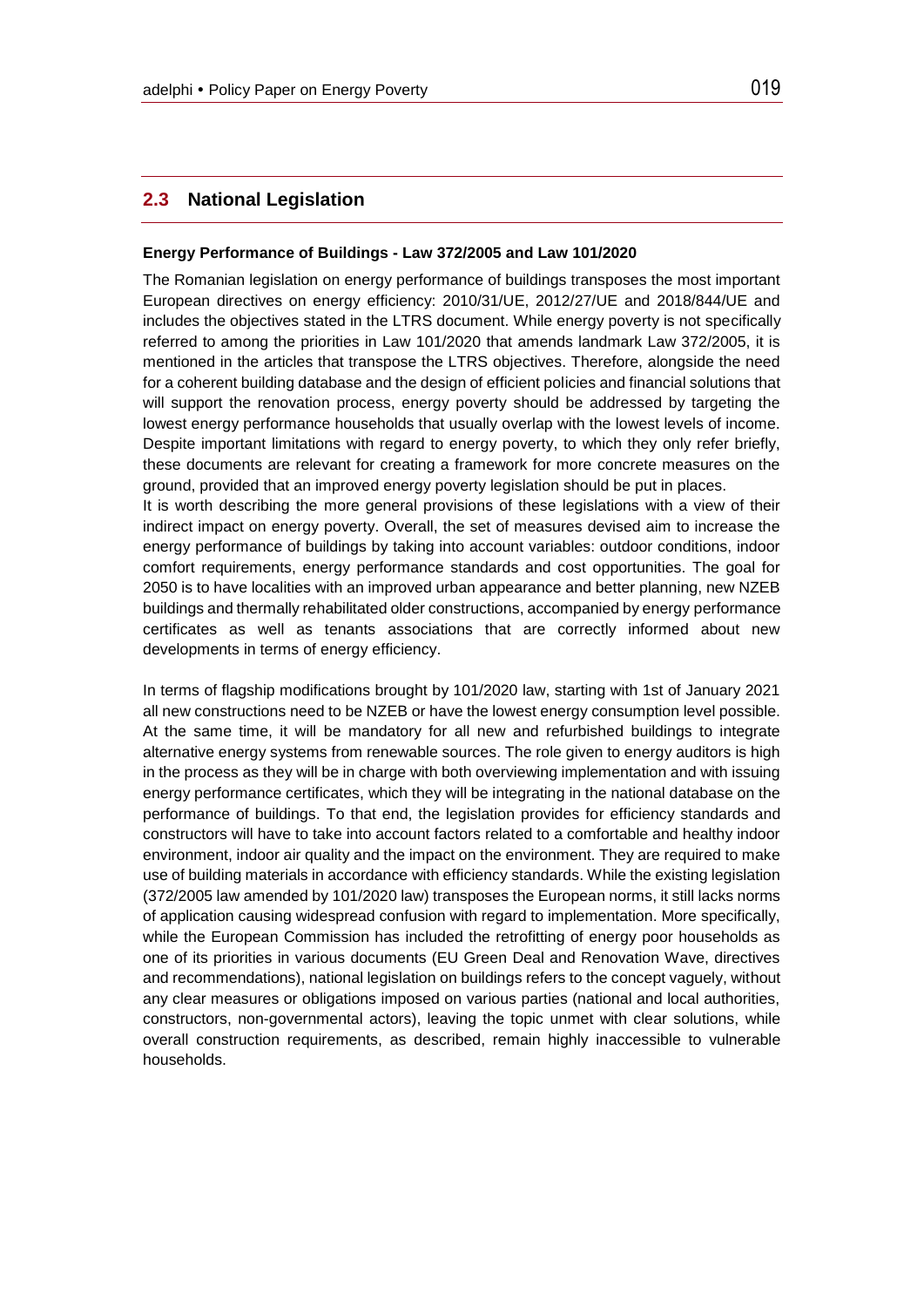## 2.3 National Legislation

**Energy Performance of Buildings - Law 372/2005 and Law 101/2020**

The Romanian legislation on energy performance of buildings transposes the most important European directives on energy efficiency: 2010/31/UE, 2012/27/UE and 2018/844/UE and includes the objectives stated in the LTRS document. While energy poverty is not specifically referred to among the priorities in Law 101/2020 that amends landmark Law 372/2005, it is mentioned in the articles that transpose the LTRS objectives. Therefore, alongside the need for a coherent building database and the design of efficient policies and financial solutions that will support the renovation process, energy poverty should be addressed by targeting the lowest energy performance households that usually overlap with the lowest levels of income. Despite important limitations with regard to energy poverty, to which they only refer briefly, these documents are relevant for creating a framework for more concrete measures on the ground, provided that an improved energy poverty legislation should be put in places.

It is worth describing the more general provisions of these legislations with a view of their indirect impact on energy poverty. Overall, the set of measures devised aim to increase the energy performance of buildings by taking into account variables: outdoor conditions, indoor comfort requirements, energy performance standards and cost opportunities. The goal for 2050 is to have localities with an improved urban appearance and better planning, new NZEB buildings and thermally rehabilitated older constructions, accompanied by energy performance certificates as well as tenants associations that are correctly informed about new developments in terms of energy efficiency.

In terms of flagship modifications brought by 101/2020 law, starting with 1st of January 2021 all new constructions need to be NZEB or have the lowest energy consumption level possible. At the same time, it will be mandatory for all new and refurbished buildings to integrate alternative energy systems from renewable sources. The role given to energy auditors is high in the process as they will be in charge with both overviewing implementation and with issuing energy performance certificates, which they will be integrating in the national database on the performance of buildings. To that end, the legislation provides for efficiency standards and constructors will have to take into account factors related to a comfortable and healthy indoor environment, indoor air quality and the impact on the environment. They are required to make use of building materials in accordance with efficiency standards. While the existing legislation (372/2005 law amended by 101/2020 law) transposes the European norms, it still lacks norms of application causing widespread confusion with regard to implementation. More specifically, while the European Commission has included the retrofitting of energy poor households as one of its priorities in various documents (EU Green Deal and Renovation Wave, directives and recommendations), national legislation on buildings refers to the concept vaguely, without any clear measures or obligations imposed on various parties (national and local authorities, constructors, non-governmental actors), leaving the topic unmet with clear solutions, while overall construction requirements, as described, remain highly inaccessible to vulnerable households.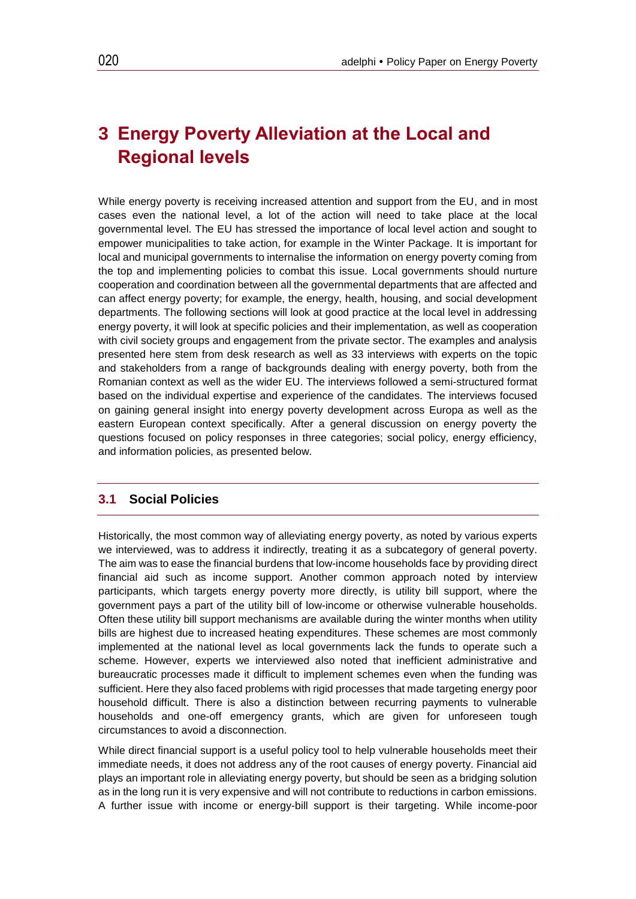# 3 Energy Poverty Alleviation at the Local and Regional levels

While energy poverty is receiving increased attention and support from the EU, and in most cases even the national level, a lot of the action will need to take place at the local governmental level. The EU has stressed the importance of local level action and sought to empower municipalities to take action, for example in the Winter Package. It is important for local and municipal governments to internalise the information on energy poverty coming from the top and implementing policies to combat this issue. Local governments should nurture cooperation and coordination between all the governmental departments that are affected and can affect energy poverty; for example, the energy, health, housing, and social development departments. The following sections will look at good practice at the local level in addressing energy poverty, it will look at specific policies and their implementation, as well as cooperation with civil society groups and engagement from the private sector. The examples and analysis presented here stem from desk research as well as 33 interviews with experts on the topic and stakeholders from a range of backgrounds dealing with energy poverty, both from the Romanian context as well as the wider EU. The interviews followed a semi-structured format based on the individual expertise and experience of the candidates. The interviews focused on gaining general insight into energy poverty development across Europa as well as the eastern European context specifically. After a general discussion on energy poverty the questions focused on policy responses in three categories; social policy, energy efficiency, and information policies, as presented below.

## 3.1 Social Policies

Historically, the most common way of alleviating energy poverty, as noted by various experts we interviewed, was to address it indirectly, treating it as a subcategory of general poverty. The aim was to ease the financial burdens that low-income households face by providing direct financial aid such as income support. Another common approach noted by interview participants, which targets energy poverty more directly, is utility bill support, where the government pays a part of the utility bill of low-income or otherwise vulnerable households. Often these utility bill support mechanisms are available during the winter months when utility bills are highest due to increased heating expenditures. These schemes are most commonly implemented at the national level as local governments lack the funds to operate such a scheme. However, experts we interviewed also noted that inefficient administrative and bureaucratic processes made it difficult to implement schemes even when the funding was sufficient. Here they also faced problems with rigid processes that made targeting energy poor household difficult. There is also a distinction between recurring payments to vulnerable households and one-off emergency grants, which are given for unforeseen tough circumstances to avoid a disconnection.

While direct financial support is a useful policy tool to help vulnerable households meet their immediate needs, it does not address any of the root causes of energy poverty. Financial aid plays an important role in alleviating energy poverty, but should be seen as a bridging solution as in the long run it is very expensive and will not contribute to reductions in carbon emissions. A further issue with income or energy-bill support is their targeting. While income-poor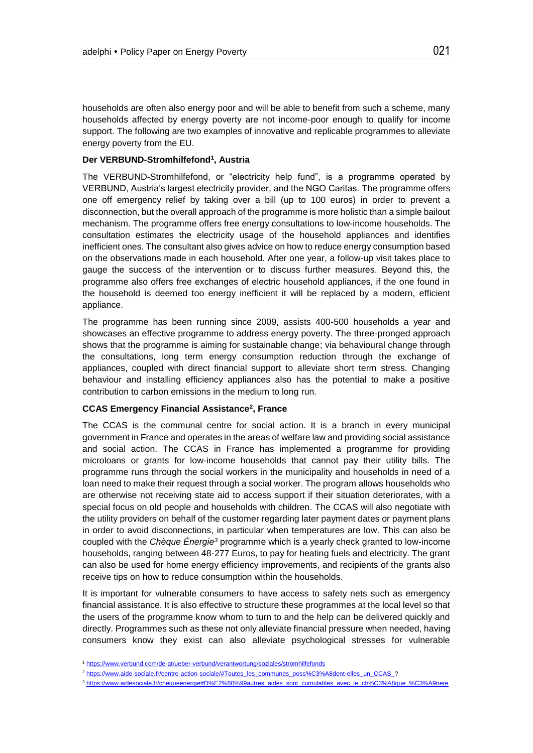households are often also energy poor and will be able to benefit from such a scheme, many households affected by energy poverty are not income-poor enough to qualify for income support. The following are two examples of innovative and replicable programmes to alleviate energy poverty from the EU.

**Der VERBUND-Stromhilfefond[1], Austria**

The VERBUND-Stromhilfefond, or "electricity help fund", is a programme operated by VERBUND, Austria's largest electricity provider, and the NGO Caritas. The programme offers one off emergency relief by taking over a bill (up to 100 euros) in order to prevent a disconnection, but the overall approach of the programme is more holistic than a simple bailout mechanism. The programme offers free energy consultations to low-income households. The consultation estimates the electricity usage of the household appliances and identifies inefficient ones. The consultant also gives advice on how to reduce energy consumption based on the observations made in each household. After one year, a follow-up visit takes place to gauge the success of the intervention or to discuss further measures. Beyond this, the programme also offers free exchanges of electric household appliances, if the one found in the household is deemed too energy inefficient it will be replaced by a modern, efficient appliance.

The programme has been running since 2009, assists 400-500 households a year and showcases an effective programme to address energy poverty. The three-pronged approach shows that the programme is aiming for sustainable change; via behavioural change through the consultations, long term energy consumption reduction through the exchange of appliances, coupled with direct financial support to alleviate short term stress. Changing behaviour and installing efficiency appliances also has the potential to make a positive contribution to carbon emissions in the medium to long run.

**CCAS Emergency Financial Assistance[2], France**

The CCAS is the communal centre for social action. It is a branch in every municipal government in France and operates in the areas of welfare law and providing social assistance and social action. The CCAS in France has implemented a programme for providing microloans or grants for low-income households that cannot pay their utility bills. The programme runs through the social workers in the municipality and households in need of a loan need to make their request through a social worker. The program allows households who are otherwise not receiving state aid to access support if their situation deteriorates, with a special focus on old people and households with children. The CCAS will also negotiate with the utility providers on behalf of the customer regarding later payment dates or payment plans in order to avoid disconnections, in particular when temperatures are low. This can also be coupled with the *Chèque Énergie*[3] programme which is a yearly check granted to low-income households, ranging between 48-277 Euros, to pay for heating fuels and electricity. The grant can also be used for home energy efficiency improvements, and recipients of the grants also receive tips on how to reduce consumption within the households.

It is important for vulnerable consumers to have access to safety nets such as emergency financial assistance. It is also effective to structure these programmes at the local level so that the users of the programme know whom to turn to and the help can be delivered quickly and directly. Programmes such as these not only alleviate financial pressure when needed, having consumers know they exist can also alleviate psychological stresses for vulnerable

[1] https://www.verbund.com/de-at/ueber-verbund/verantwortung/soziales/stromhilfefonds

[2] https://www.aide-sociale.fr/centre-action-sociale/#Toutes_les_communes_poss%C3%A8dent-elles_un_CCAS_?

[3] https://www.aidesociale.fr/chequeenergie#D%E2%80%99autres_aides_sont_cumulables_avec_le_ch%C3%A8que_%C3%A9nere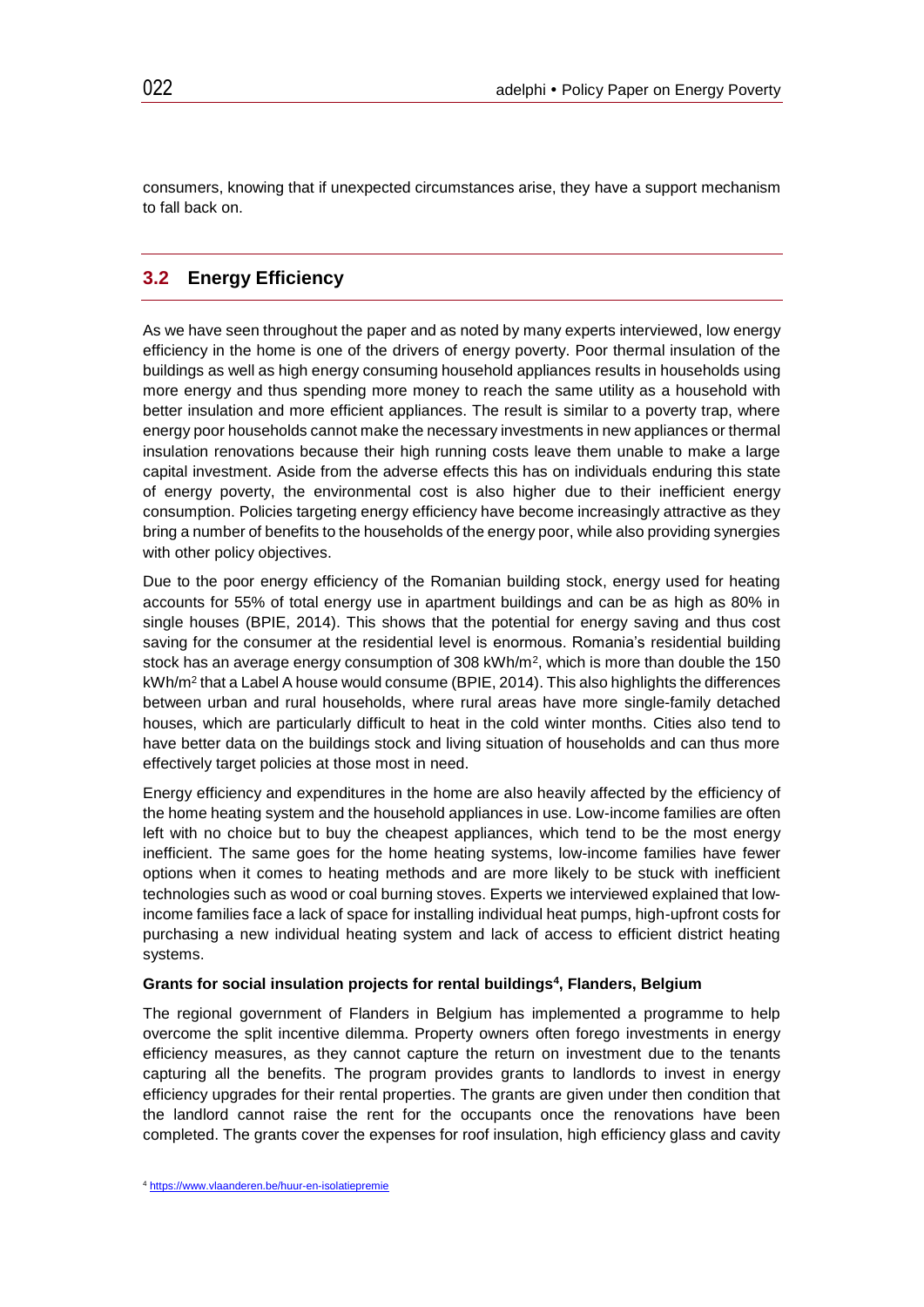consumers, knowing that if unexpected circumstances arise, they have a support mechanism to fall back on.

## 3.2 Energy Efficiency

As we have seen throughout the paper and as noted by many experts interviewed, low energy efficiency in the home is one of the drivers of energy poverty. Poor thermal insulation of the buildings as well as high energy consuming household appliances results in households using more energy and thus spending more money to reach the same utility as a household with better insulation and more efficient appliances. The result is similar to a poverty trap, where energy poor households cannot make the necessary investments in new appliances or thermal insulation renovations because their high running costs leave them unable to make a large capital investment. Aside from the adverse effects this has on individuals enduring this state of energy poverty, the environmental cost is also higher due to their inefficient energy consumption. Policies targeting energy efficiency have become increasingly attractive as they bring a number of benefits to the households of the energy poor, while also providing synergies with other policy objectives.

Due to the poor energy efficiency of the Romanian building stock, energy used for heating accounts for 55% of total energy use in apartment buildings and can be as high as 80% in single houses (BPIE, 2014). This shows that the potential for energy saving and thus cost saving for the consumer at the residential level is enormous. Romania's residential building stock has an average energy consumption of 308 kWh/m$^2$, which is more than double the 150 kWh/m$^2$ that a Label A house would consume (BPIE, 2014). This also highlights the differences between urban and rural households, where rural areas have more single-family detached houses, which are particularly difficult to heat in the cold winter months. Cities also tend to have better data on the buildings stock and living situation of households and can thus more effectively target policies at those most in need.

Energy efficiency and expenditures in the home are also heavily affected by the efficiency of the home heating system and the household appliances in use. Low-income families are often left with no choice but to buy the cheapest appliances, which tend to be the most energy inefficient. The same goes for the home heating systems, low-income families have fewer options when it comes to heating methods and are more likely to be stuck with inefficient technologies such as wood or coal burning stoves. Experts we interviewed explained that low-income families face a lack of space for installing individual heat pumps, high-upfront costs for purchasing a new individual heating system and lack of access to efficient district heating systems.

**Grants for social insulation projects for rental buildings[4], Flanders, Belgium**

The regional government of Flanders in Belgium has implemented a programme to help overcome the split incentive dilemma. Property owners often forego investments in energy efficiency measures, as they cannot capture the return on investment due to the tenants capturing all the benefits. The program provides grants to landlords to invest in energy efficiency upgrades for their rental properties. The grants are given under then condition that the landlord cannot raise the rent for the occupants once the renovations have been completed. The grants cover the expenses for roof insulation, high efficiency glass and cavity

[4] https://www.vlaanderen.be/huur-en-isolatiepremie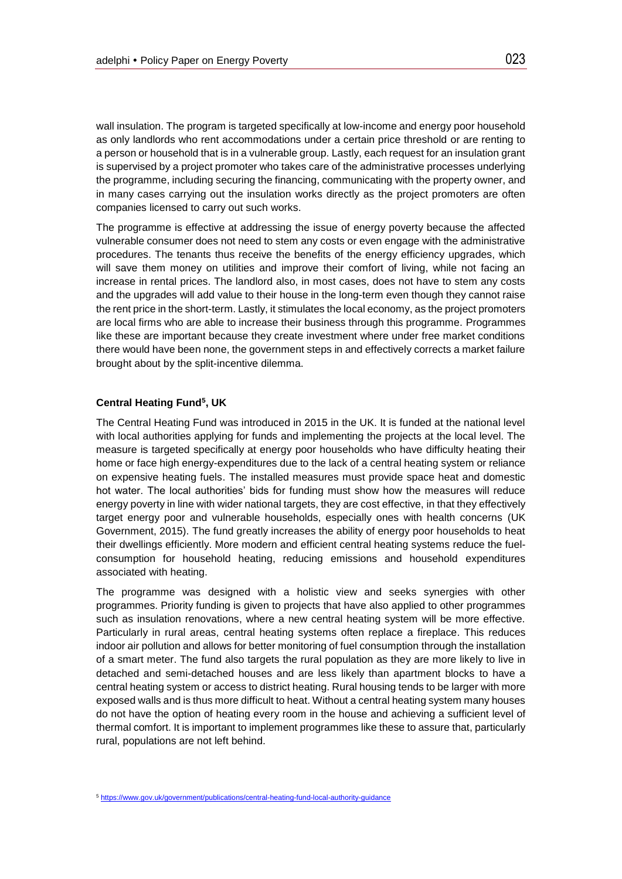wall insulation. The program is targeted specifically at low-income and energy poor household as only landlords who rent accommodations under a certain price threshold or are renting to a person or household that is in a vulnerable group. Lastly, each request for an insulation grant is supervised by a project promoter who takes care of the administrative processes underlying the programme, including securing the financing, communicating with the property owner, and in many cases carrying out the insulation works directly as the project promoters are often companies licensed to carry out such works.

The programme is effective at addressing the issue of energy poverty because the affected vulnerable consumer does not need to stem any costs or even engage with the administrative procedures. The tenants thus receive the benefits of the energy efficiency upgrades, which will save them money on utilities and improve their comfort of living, while not facing an increase in rental prices. The landlord also, in most cases, does not have to stem any costs and the upgrades will add value to their house in the long-term even though they cannot raise the rent price in the short-term. Lastly, it stimulates the local economy, as the project promoters are local firms who are able to increase their business through this programme. Programmes like these are important because they create investment where under free market conditions there would have been none, the government steps in and effectively corrects a market failure brought about by the split-incentive dilemma.

**Central Heating Fund[5], UK**

The Central Heating Fund was introduced in 2015 in the UK. It is funded at the national level with local authorities applying for funds and implementing the projects at the local level. The measure is targeted specifically at energy poor households who have difficulty heating their home or face high energy-expenditures due to the lack of a central heating system or reliance on expensive heating fuels. The installed measures must provide space heat and domestic hot water. The local authorities' bids for funding must show how the measures will reduce energy poverty in line with wider national targets, they are cost effective, in that they effectively target energy poor and vulnerable households, especially ones with health concerns (UK Government, 2015). The fund greatly increases the ability of energy poor households to heat their dwellings efficiently. More modern and efficient central heating systems reduce the fuel-consumption for household heating, reducing emissions and household expenditures associated with heating.

The programme was designed with a holistic view and seeks synergies with other programmes. Priority funding is given to projects that have also applied to other programmes such as insulation renovations, where a new central heating system will be more effective. Particularly in rural areas, central heating systems often replace a fireplace. This reduces indoor air pollution and allows for better monitoring of fuel consumption through the installation of a smart meter. The fund also targets the rural population as they are more likely to live in detached and semi-detached houses and are less likely than apartment blocks to have a central heating system or access to district heating. Rural housing tends to be larger with more exposed walls and is thus more difficult to heat. Without a central heating system many houses do not have the option of heating every room in the house and achieving a sufficient level of thermal comfort. It is important to implement programmes like these to assure that, particularly rural, populations are not left behind.

[5] https://www.gov.uk/government/publications/central-heating-fund-local-authority-guidance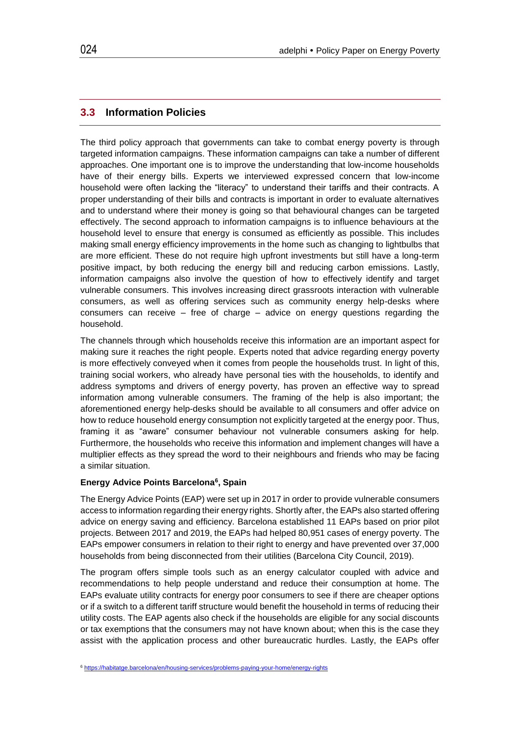## 3.3 Information Policies

The third policy approach that governments can take to combat energy poverty is through targeted information campaigns. These information campaigns can take a number of different approaches. One important one is to improve the understanding that low-income households have of their energy bills. Experts we interviewed expressed concern that low-income household were often lacking the "literacy" to understand their tariffs and their contracts. A proper understanding of their bills and contracts is important in order to evaluate alternatives and to understand where their money is going so that behavioural changes can be targeted effectively. The second approach to information campaigns is to influence behaviours at the household level to ensure that energy is consumed as efficiently as possible. This includes making small energy efficiency improvements in the home such as changing to lightbulbs that are more efficient. These do not require high upfront investments but still have a long-term positive impact, by both reducing the energy bill and reducing carbon emissions. Lastly, information campaigns also involve the question of how to effectively identify and target vulnerable consumers. This involves increasing direct grassroots interaction with vulnerable consumers, as well as offering services such as community energy help-desks where consumers can receive – free of charge – advice on energy questions regarding the household.

The channels through which households receive this information are an important aspect for making sure it reaches the right people. Experts noted that advice regarding energy poverty is more effectively conveyed when it comes from people the households trust. In light of this, training social workers, who already have personal ties with the households, to identify and address symptoms and drivers of energy poverty, has proven an effective way to spread information among vulnerable consumers. The framing of the help is also important; the aforementioned energy help-desks should be available to all consumers and offer advice on how to reduce household energy consumption not explicitly targeted at the energy poor. Thus, framing it as "aware" consumer behaviour not vulnerable consumers asking for help. Furthermore, the households who receive this information and implement changes will have a multiplier effects as they spread the word to their neighbours and friends who may be facing a similar situation.

**Energy Advice Points Barcelona[6], Spain**

The Energy Advice Points (EAP) were set up in 2017 in order to provide vulnerable consumers access to information regarding their energy rights. Shortly after, the EAPs also started offering advice on energy saving and efficiency. Barcelona established 11 EAPs based on prior pilot projects. Between 2017 and 2019, the EAPs had helped 80,951 cases of energy poverty. The EAPs empower consumers in relation to their right to energy and have prevented over 37,000 households from being disconnected from their utilities (Barcelona City Council, 2019).

The program offers simple tools such as an energy calculator coupled with advice and recommendations to help people understand and reduce their consumption at home. The EAPs evaluate utility contracts for energy poor consumers to see if there are cheaper options or if a switch to a different tariff structure would benefit the household in terms of reducing their utility costs. The EAP agents also check if the households are eligible for any social discounts or tax exemptions that the consumers may not have known about; when this is the case they assist with the application process and other bureaucratic hurdles. Lastly, the EAPs offer

[6] https://habitatge.barcelona/en/housing-services/problems-paying-your-home/energy-rights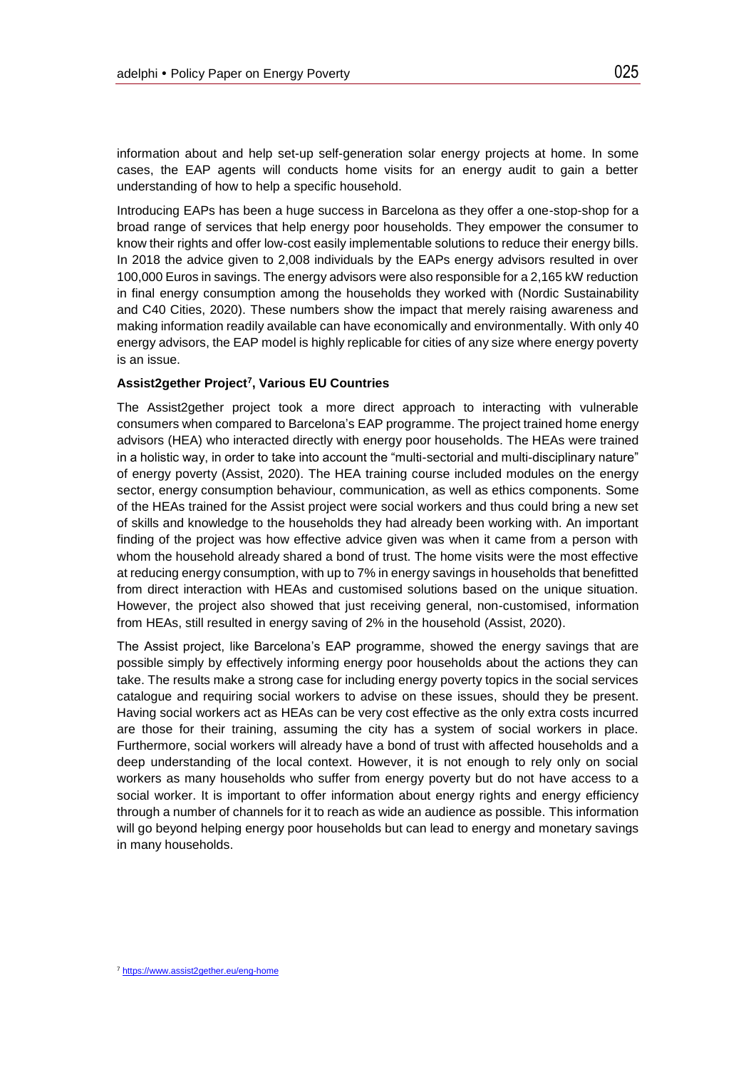information about and help set-up self-generation solar energy projects at home. In some cases, the EAP agents will conducts home visits for an energy audit to gain a better understanding of how to help a specific household.

Introducing EAPs has been a huge success in Barcelona as they offer a one-stop-shop for a broad range of services that help energy poor households. They empower the consumer to know their rights and offer low-cost easily implementable solutions to reduce their energy bills. In 2018 the advice given to 2,008 individuals by the EAPs energy advisors resulted in over 100,000 Euros in savings. The energy advisors were also responsible for a 2,165 kW reduction in final energy consumption among the households they worked with (Nordic Sustainability and C40 Cities, 2020). These numbers show the impact that merely raising awareness and making information readily available can have economically and environmentally. With only 40 energy advisors, the EAP model is highly replicable for cities of any size where energy poverty is an issue.

**Assist2gether Project[7], Various EU Countries**

The Assist2gether project took a more direct approach to interacting with vulnerable consumers when compared to Barcelona's EAP programme. The project trained home energy advisors (HEA) who interacted directly with energy poor households. The HEAs were trained in a holistic way, in order to take into account the "multi-sectorial and multi-disciplinary nature" of energy poverty (Assist, 2020). The HEA training course included modules on the energy sector, energy consumption behaviour, communication, as well as ethics components. Some of the HEAs trained for the Assist project were social workers and thus could bring a new set of skills and knowledge to the households they had already been working with. An important finding of the project was how effective advice given was when it came from a person with whom the household already shared a bond of trust. The home visits were the most effective at reducing energy consumption, with up to 7% in energy savings in households that benefitted from direct interaction with HEAs and customised solutions based on the unique situation. However, the project also showed that just receiving general, non-customised, information from HEAs, still resulted in energy saving of 2% in the household (Assist, 2020).

The Assist project, like Barcelona's EAP programme, showed the energy savings that are possible simply by effectively informing energy poor households about the actions they can take. The results make a strong case for including energy poverty topics in the social services catalogue and requiring social workers to advise on these issues, should they be present. Having social workers act as HEAs can be very cost effective as the only extra costs incurred are those for their training, assuming the city has a system of social workers in place. Furthermore, social workers will already have a bond of trust with affected households and a deep understanding of the local context. However, it is not enough to rely only on social workers as many households who suffer from energy poverty but do not have access to a social worker. It is important to offer information about energy rights and energy efficiency through a number of channels for it to reach as wide an audience as possible. This information will go beyond helping energy poor households but can lead to energy and monetary savings in many households.

[7] https://www.assist2gether.eu/eng-home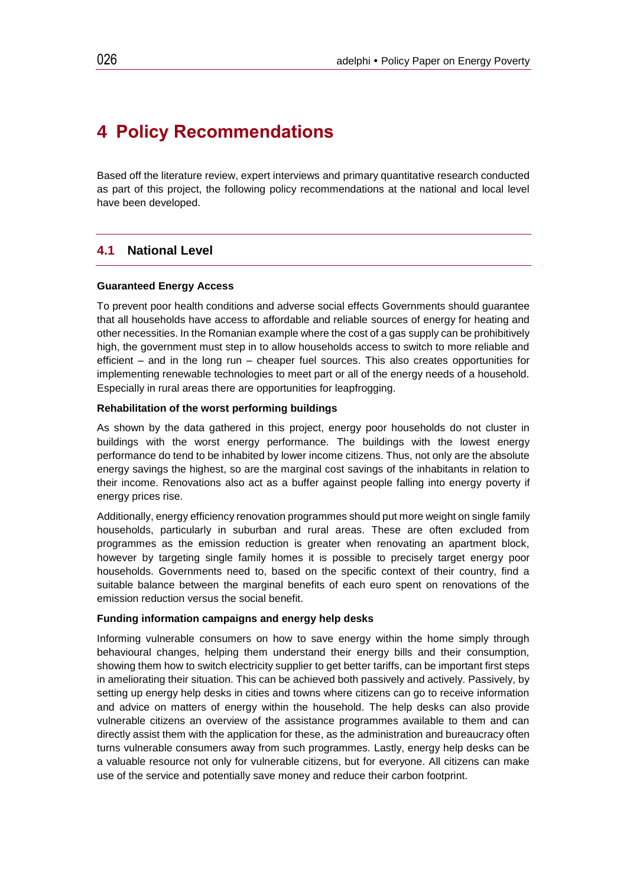# 4 Policy Recommendations

Based off the literature review, expert interviews and primary quantitative research conducted as part of this project, the following policy recommendations at the national and local level have been developed.

## 4.1 National Level

**Guaranteed Energy Access**

To prevent poor health conditions and adverse social effects Governments should guarantee that all households have access to affordable and reliable sources of energy for heating and other necessities. In the Romanian example where the cost of a gas supply can be prohibitively high, the government must step in to allow households access to switch to more reliable and efficient – and in the long run – cheaper fuel sources. This also creates opportunities for implementing renewable technologies to meet part or all of the energy needs of a household. Especially in rural areas there are opportunities for leapfrogging.

**Rehabilitation of the worst performing buildings**

As shown by the data gathered in this project, energy poor households do not cluster in buildings with the worst energy performance. The buildings with the lowest energy performance do tend to be inhabited by lower income citizens. Thus, not only are the absolute energy savings the highest, so are the marginal cost savings of the inhabitants in relation to their income. Renovations also act as a buffer against people falling into energy poverty if energy prices rise.

Additionally, energy efficiency renovation programmes should put more weight on single family households, particularly in suburban and rural areas. These are often excluded from programmes as the emission reduction is greater when renovating an apartment block, however by targeting single family homes it is possible to precisely target energy poor households. Governments need to, based on the specific context of their country, find a suitable balance between the marginal benefits of each euro spent on renovations of the emission reduction versus the social benefit.

**Funding information campaigns and energy help desks**

Informing vulnerable consumers on how to save energy within the home simply through behavioural changes, helping them understand their energy bills and their consumption, showing them how to switch electricity supplier to get better tariffs, can be important first steps in ameliorating their situation. This can be achieved both passively and actively. Passively, by setting up energy help desks in cities and towns where citizens can go to receive information and advice on matters of energy within the household. The help desks can also provide vulnerable citizens an overview of the assistance programmes available to them and can directly assist them with the application for these, as the administration and bureaucracy often turns vulnerable consumers away from such programmes. Lastly, energy help desks can be a valuable resource not only for vulnerable citizens, but for everyone. All citizens can make use of the service and potentially save money and reduce their carbon footprint.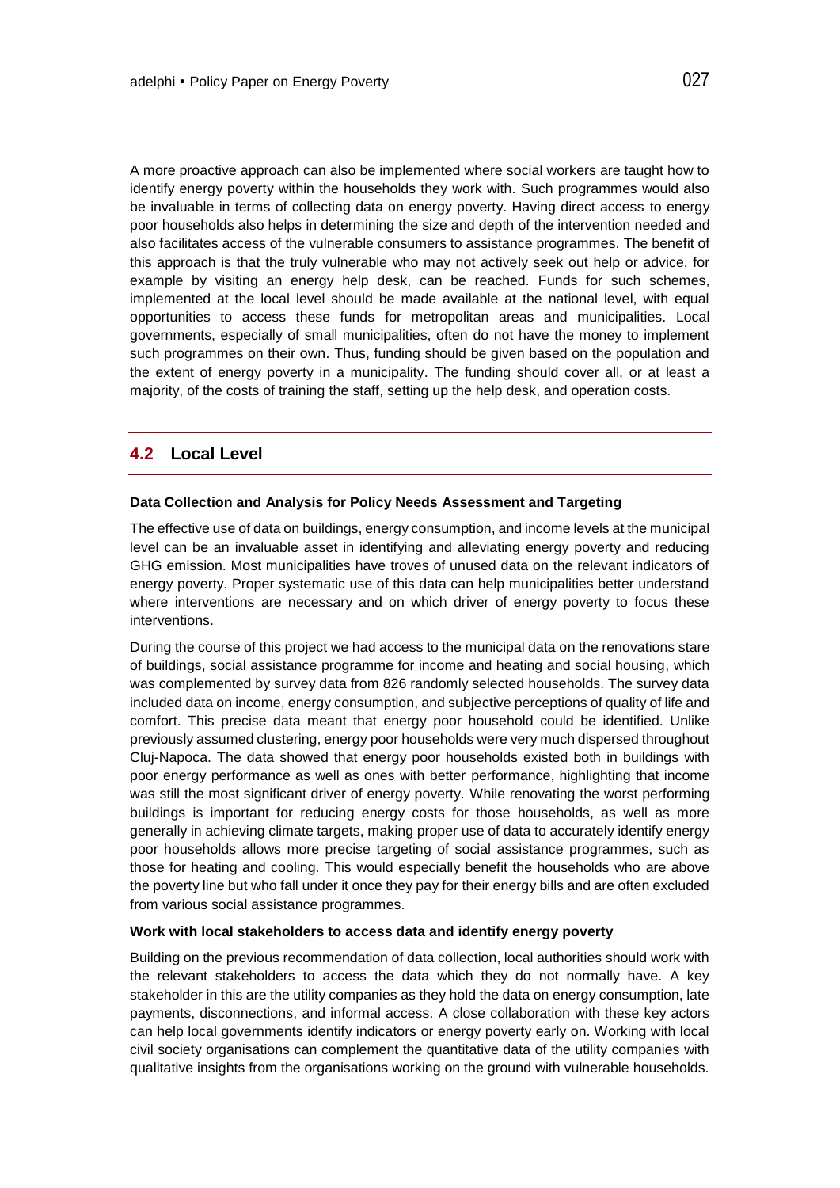A more proactive approach can also be implemented where social workers are taught how to identify energy poverty within the households they work with. Such programmes would also be invaluable in terms of collecting data on energy poverty. Having direct access to energy poor households also helps in determining the size and depth of the intervention needed and also facilitates access of the vulnerable consumers to assistance programmes. The benefit of this approach is that the truly vulnerable who may not actively seek out help or advice, for example by visiting an energy help desk, can be reached. Funds for such schemes, implemented at the local level should be made available at the national level, with equal opportunities to access these funds for metropolitan areas and municipalities. Local governments, especially of small municipalities, often do not have the money to implement such programmes on their own. Thus, funding should be given based on the population and the extent of energy poverty in a municipality. The funding should cover all, or at least a majority, of the costs of training the staff, setting up the help desk, and operation costs.

## 4.2 Local Level

**Data Collection and Analysis for Policy Needs Assessment and Targeting**

The effective use of data on buildings, energy consumption, and income levels at the municipal level can be an invaluable asset in identifying and alleviating energy poverty and reducing GHG emission. Most municipalities have troves of unused data on the relevant indicators of energy poverty. Proper systematic use of this data can help municipalities better understand where interventions are necessary and on which driver of energy poverty to focus these interventions.

During the course of this project we had access to the municipal data on the renovations stare of buildings, social assistance programme for income and heating and social housing, which was complemented by survey data from 826 randomly selected households. The survey data included data on income, energy consumption, and subjective perceptions of quality of life and comfort. This precise data meant that energy poor household could be identified. Unlike previously assumed clustering, energy poor households were very much dispersed throughout Cluj-Napoca. The data showed that energy poor households existed both in buildings with poor energy performance as well as ones with better performance, highlighting that income was still the most significant driver of energy poverty. While renovating the worst performing buildings is important for reducing energy costs for those households, as well as more generally in achieving climate targets, making proper use of data to accurately identify energy poor households allows more precise targeting of social assistance programmes, such as those for heating and cooling. This would especially benefit the households who are above the poverty line but who fall under it once they pay for their energy bills and are often excluded from various social assistance programmes.

**Work with local stakeholders to access data and identify energy poverty**

Building on the previous recommendation of data collection, local authorities should work with the relevant stakeholders to access the data which they do not normally have. A key stakeholder in this are the utility companies as they hold the data on energy consumption, late payments, disconnections, and informal access. A close collaboration with these key actors can help local governments identify indicators or energy poverty early on. Working with local civil society organisations can complement the quantitative data of the utility companies with qualitative insights from the organisations working on the ground with vulnerable households.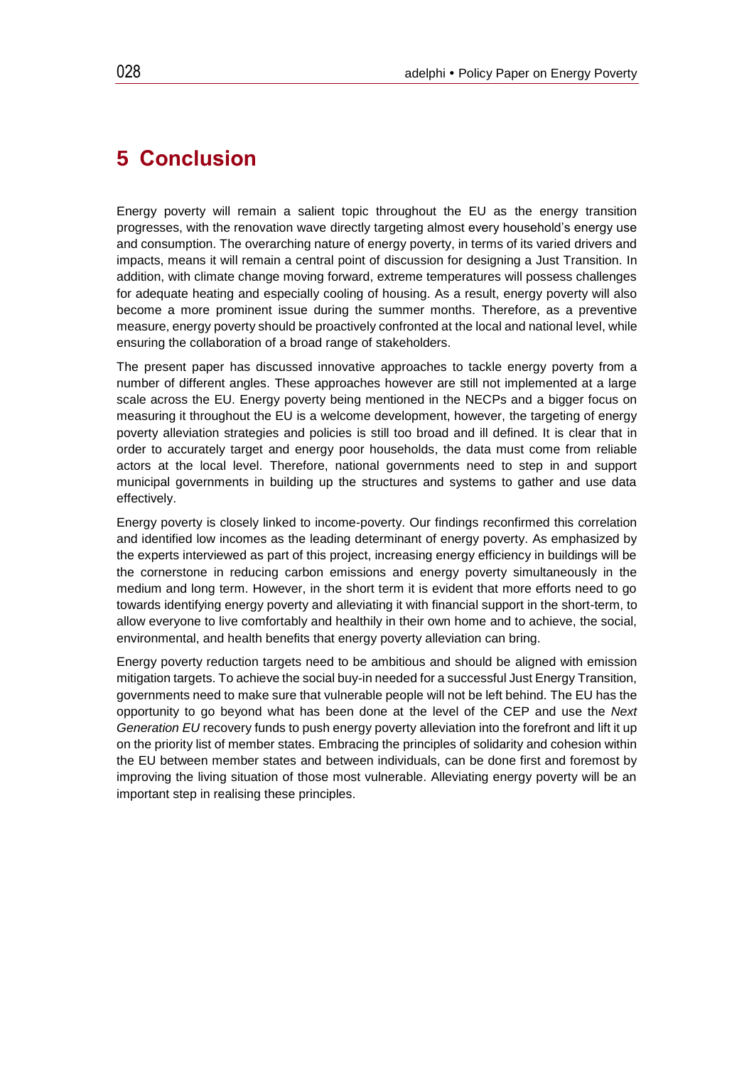# 5 Conclusion

Energy poverty will remain a salient topic throughout the EU as the energy transition progresses, with the renovation wave directly targeting almost every household's energy use and consumption. The overarching nature of energy poverty, in terms of its varied drivers and impacts, means it will remain a central point of discussion for designing a Just Transition. In addition, with climate change moving forward, extreme temperatures will possess challenges for adequate heating and especially cooling of housing. As a result, energy poverty will also become a more prominent issue during the summer months. Therefore, as a preventive measure, energy poverty should be proactively confronted at the local and national level, while ensuring the collaboration of a broad range of stakeholders.

The present paper has discussed innovative approaches to tackle energy poverty from a number of different angles. These approaches however are still not implemented at a large scale across the EU. Energy poverty being mentioned in the NECPs and a bigger focus on measuring it throughout the EU is a welcome development, however, the targeting of energy poverty alleviation strategies and policies is still too broad and ill defined. It is clear that in order to accurately target and energy poor households, the data must come from reliable actors at the local level. Therefore, national governments need to step in and support municipal governments in building up the structures and systems to gather and use data effectively.

Energy poverty is closely linked to income-poverty. Our findings reconfirmed this correlation and identified low incomes as the leading determinant of energy poverty. As emphasized by the experts interviewed as part of this project, increasing energy efficiency in buildings will be the cornerstone in reducing carbon emissions and energy poverty simultaneously in the medium and long term. However, in the short term it is evident that more efforts need to go towards identifying energy poverty and alleviating it with financial support in the short-term, to allow everyone to live comfortably and healthily in their own home and to achieve, the social, environmental, and health benefits that energy poverty alleviation can bring.

Energy poverty reduction targets need to be ambitious and should be aligned with emission mitigation targets. To achieve the social buy-in needed for a successful Just Energy Transition, governments need to make sure that vulnerable people will not be left behind. The EU has the opportunity to go beyond what has been done at the level of the CEP and use the *Next Generation EU* recovery funds to push energy poverty alleviation into the forefront and lift it up on the priority list of member states. Embracing the principles of solidarity and cohesion within the EU between member states and between individuals, can be done first and foremost by improving the living situation of those most vulnerable. Alleviating energy poverty will be an important step in realising these principles.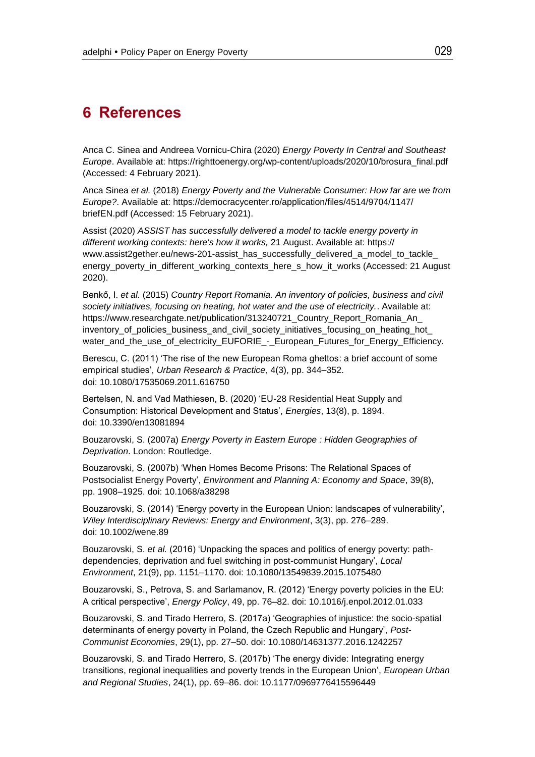# 6 References

Anca C. Sinea and Andreea Vornicu-Chira (2020) *Energy Poverty In Central and Southeast Europe*. Available at: https://righttoenergy.org/wp-content/uploads/2020/10/brosura_final.pdf (Accessed: 4 February 2021).

Anca Sinea *et al.* (2018) *Energy Poverty and the Vulnerable Consumer: How far are we from Europe?*. Available at: https://democracycenter.ro/application/files/4514/9704/1147/briefEN.pdf (Accessed: 15 February 2021).

Assist (2020) *ASSIST has successfully delivered a model to tackle energy poverty in different working contexts: here's how it works,* 21 August. Available at: https://www.assist2gether.eu/news-201-assist_has_successfully_delivered_a_model_to_tackle_energy_poverty_in_different_working_contexts_here_s_how_it_works (Accessed: 21 August 2020).

Benkő, I. *et al.* (2015) *Country Report Romania. An inventory of policies, business and civil society initiatives, focusing on heating, hot water and the use of electricity.*. Available at: https://www.researchgate.net/publication/313240721_Country_Report_Romania_An_inventory_of_policies_business_and_civil_society_initiatives_focusing_on_heating_hot_water_and_the_use_of_electricity_EUFORIE_-_European_Futures_for_Energy_Efficiency.

Berescu, C. (2011) 'The rise of the new European Roma ghettos: a brief account of some empirical studies', *Urban Research & Practice*, 4(3), pp. 344–352. doi: 10.1080/17535069.2011.616750

Bertelsen, N. and Vad Mathiesen, B. (2020) 'EU-28 Residential Heat Supply and Consumption: Historical Development and Status', *Energies*, 13(8), p. 1894. doi: 10.3390/en13081894

Bouzarovski, S. (2007a) *Energy Poverty in Eastern Europe : Hidden Geographies of Deprivation*. London: Routledge.

Bouzarovski, S. (2007b) 'When Homes Become Prisons: The Relational Spaces of Postsocialist Energy Poverty', *Environment and Planning A: Economy and Space*, 39(8), pp. 1908–1925. doi: 10.1068/a38298

Bouzarovski, S. (2014) 'Energy poverty in the European Union: landscapes of vulnerability', *Wiley Interdisciplinary Reviews: Energy and Environment*, 3(3), pp. 276–289. doi: 10.1002/wene.89

Bouzarovski, S. *et al.* (2016) 'Unpacking the spaces and politics of energy poverty: path-dependencies, deprivation and fuel switching in post-communist Hungary', *Local Environment*, 21(9), pp. 1151–1170. doi: 10.1080/13549839.2015.1075480

Bouzarovski, S., Petrova, S. and Sarlamanov, R. (2012) 'Energy poverty policies in the EU: A critical perspective', *Energy Policy*, 49, pp. 76–82. doi: 10.1016/j.enpol.2012.01.033

Bouzarovski, S. and Tirado Herrero, S. (2017a) 'Geographies of injustice: the socio-spatial determinants of energy poverty in Poland, the Czech Republic and Hungary', *Post-Communist Economies*, 29(1), pp. 27–50. doi: 10.1080/14631377.2016.1242257

Bouzarovski, S. and Tirado Herrero, S. (2017b) 'The energy divide: Integrating energy transitions, regional inequalities and poverty trends in the European Union', *European Urban and Regional Studies*, 24(1), pp. 69–86. doi: 10.1177/0969776415596449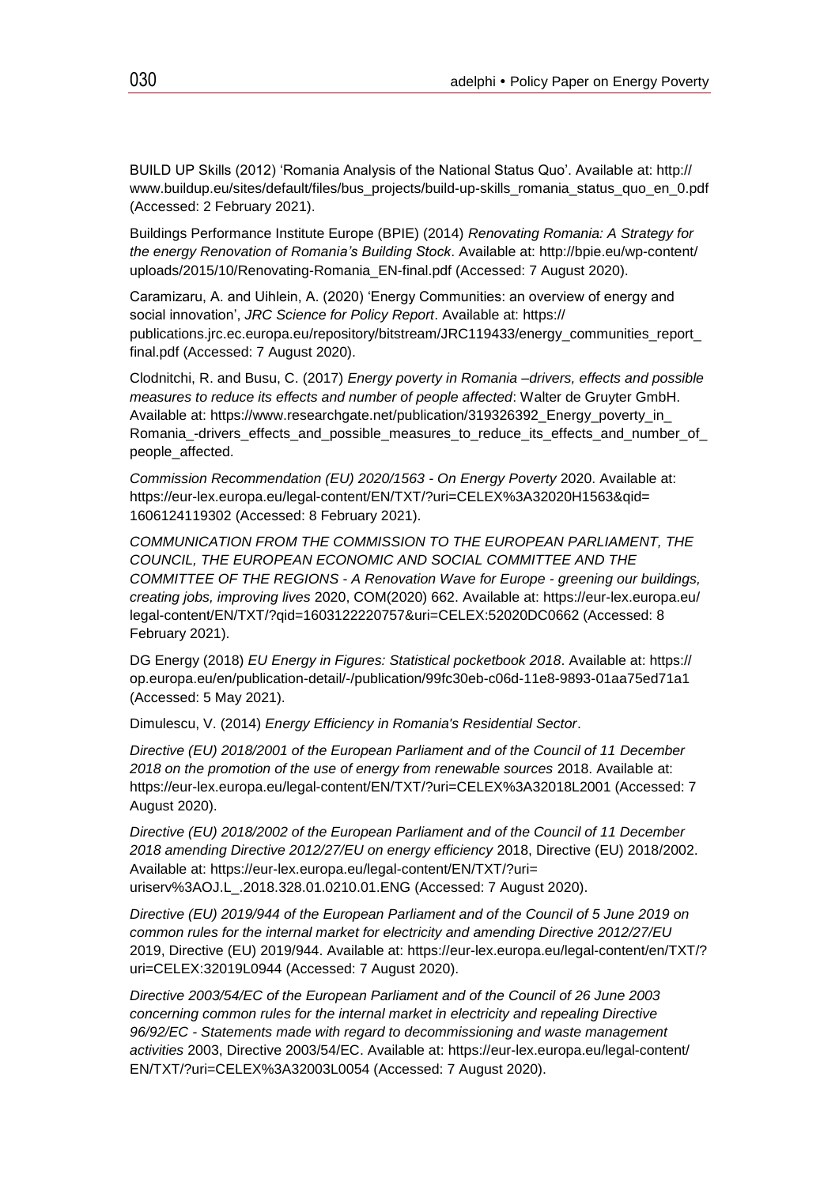BUILD UP Skills (2012) 'Romania Analysis of the National Status Quo'. Available at: http://www.buildup.eu/sites/default/files/bus_projects/build-up-skills_romania_status_quo_en_0.pdf (Accessed: 2 February 2021).

Buildings Performance Institute Europe (BPIE) (2014) *Renovating Romania: A Strategy for the energy Renovation of Romania's Building Stock*. Available at: http://bpie.eu/wp-content/uploads/2015/10/Renovating-Romania_EN-final.pdf (Accessed: 7 August 2020).

Caramizaru, A. and Uihlein, A. (2020) 'Energy Communities: an overview of energy and social innovation', *JRC Science for Policy Report*. Available at: https://publications.jrc.ec.europa.eu/repository/bitstream/JRC119433/energy_communities_report_final.pdf (Accessed: 7 August 2020).

Clodnitchi, R. and Busu, C. (2017) *Energy poverty in Romania –drivers, effects and possible measures to reduce its effects and number of people affected*: Walter de Gruyter GmbH. Available at: https://www.researchgate.net/publication/319326392_Energy_poverty_in_Romania_-drivers_effects_and_possible_measures_to_reduce_its_effects_and_number_of_people_affected.

*Commission Recommendation (EU) 2020/1563 - On Energy Poverty* 2020. Available at: https://eur-lex.europa.eu/legal-content/EN/TXT/?uri=CELEX%3A32020H1563&qid=1606124119302 (Accessed: 8 February 2021).

*COMMUNICATION FROM THE COMMISSION TO THE EUROPEAN PARLIAMENT, THE COUNCIL, THE EUROPEAN ECONOMIC AND SOCIAL COMMITTEE AND THE COMMITTEE OF THE REGIONS - A Renovation Wave for Europe - greening our buildings, creating jobs, improving lives* 2020, COM(2020) 662. Available at: https://eur-lex.europa.eu/legal-content/EN/TXT/?qid=1603122220757&uri=CELEX:52020DC0662 (Accessed: 8 February 2021).

DG Energy (2018) *EU Energy in Figures: Statistical pocketbook 2018*. Available at: https://op.europa.eu/en/publication-detail/-/publication/99fc30eb-c06d-11e8-9893-01aa75ed71a1 (Accessed: 5 May 2021).

Dimulescu, V. (2014) *Energy Efficiency in Romania's Residential Sector*.

*Directive (EU) 2018/2001 of the European Parliament and of the Council of 11 December 2018 on the promotion of the use of energy from renewable sources* 2018. Available at: https://eur-lex.europa.eu/legal-content/EN/TXT/?uri=CELEX%3A32018L2001 (Accessed: 7 August 2020).

*Directive (EU) 2018/2002 of the European Parliament and of the Council of 11 December 2018 amending Directive 2012/27/EU on energy efficiency* 2018, Directive (EU) 2018/2002. Available at: https://eur-lex.europa.eu/legal-content/EN/TXT/?uri=uriserv%3AOJ.L_.2018.328.01.0210.01.ENG (Accessed: 7 August 2020).

*Directive (EU) 2019/944 of the European Parliament and of the Council of 5 June 2019 on common rules for the internal market for electricity and amending Directive 2012/27/EU* 2019, Directive (EU) 2019/944. Available at: https://eur-lex.europa.eu/legal-content/en/TXT/?uri=CELEX:32019L0944 (Accessed: 7 August 2020).

*Directive 2003/54/EC of the European Parliament and of the Council of 26 June 2003 concerning common rules for the internal market in electricity and repealing Directive 96/92/EC - Statements made with regard to decommissioning and waste management activities* 2003, Directive 2003/54/EC. Available at: https://eur-lex.europa.eu/legal-content/EN/TXT/?uri=CELEX%3A32003L0054 (Accessed: 7 August 2020).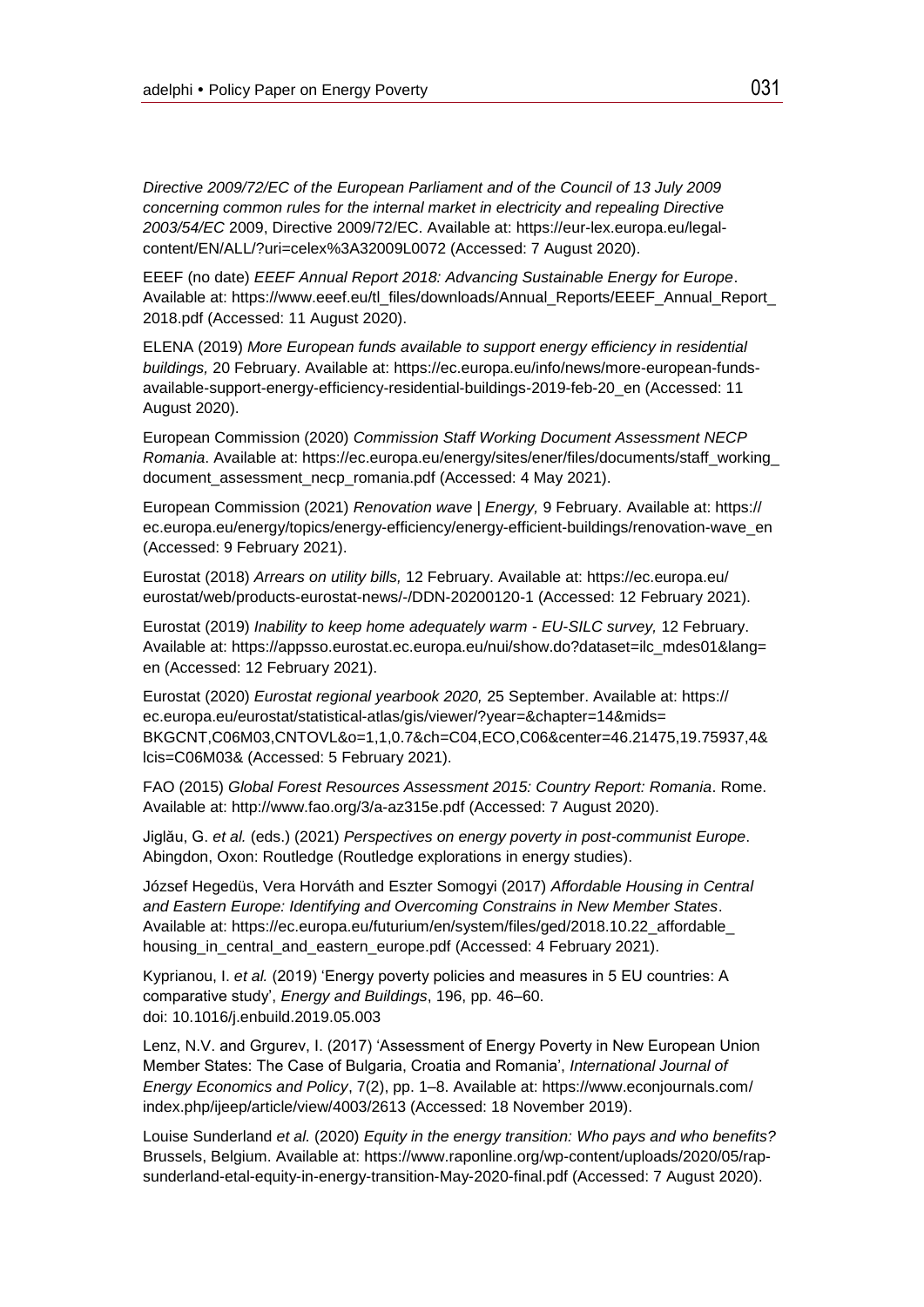*Directive 2009/72/EC of the European Parliament and of the Council of 13 July 2009 concerning common rules for the internal market in electricity and repealing Directive 2003/54/EC* 2009, Directive 2009/72/EC. Available at: https://eur-lex.europa.eu/legal-content/EN/ALL/?uri=celex%3A32009L0072 (Accessed: 7 August 2020).

EEEF (no date) *EEEF Annual Report 2018: Advancing Sustainable Energy for Europe*. Available at: https://www.eeef.eu/tl_files/downloads/Annual_Reports/EEEF_Annual_Report_2018.pdf (Accessed: 11 August 2020).

ELENA (2019) *More European funds available to support energy efficiency in residential buildings,* 20 February. Available at: https://ec.europa.eu/info/news/more-european-funds-available-support-energy-efficiency-residential-buildings-2019-feb-20_en (Accessed: 11 August 2020).

European Commission (2020) *Commission Staff Working Document Assessment NECP Romania*. Available at: https://ec.europa.eu/energy/sites/ener/files/documents/staff_working_document_assessment_necp_romania.pdf (Accessed: 4 May 2021).

European Commission (2021) *Renovation wave | Energy,* 9 February. Available at: https://ec.europa.eu/energy/topics/energy-efficiency/energy-efficient-buildings/renovation-wave_en (Accessed: 9 February 2021).

Eurostat (2018) *Arrears on utility bills,* 12 February. Available at: https://ec.europa.eu/eurostat/web/products-eurostat-news/-/DDN-20200120-1 (Accessed: 12 February 2021).

Eurostat (2019) *Inability to keep home adequately warm - EU-SILC survey,* 12 February. Available at: https://appsso.eurostat.ec.europa.eu/nui/show.do?dataset=ilc_mdes01&lang=en (Accessed: 12 February 2021).

Eurostat (2020) *Eurostat regional yearbook 2020,* 25 September. Available at: https://ec.europa.eu/eurostat/statistical-atlas/gis/viewer/?year=&chapter=14&mids=BKGCNT,C06M03,CNTOVL&o=1,1,0.7&ch=C04,ECO,C06&center=46.21475,19.75937,4&lcis=C06M03& (Accessed: 5 February 2021).

FAO (2015) *Global Forest Resources Assessment 2015: Country Report: Romania*. Rome. Available at: http://www.fao.org/3/a-az315e.pdf (Accessed: 7 August 2020).

Jiglău, G. *et al.* (eds.) (2021) *Perspectives on energy poverty in post-communist Europe*. Abingdon, Oxon: Routledge (Routledge explorations in energy studies).

József Hegedüs, Vera Horváth and Eszter Somogyi (2017) *Affordable Housing in Central and Eastern Europe: Identifying and Overcoming Constrains in New Member States*. Available at: https://ec.europa.eu/futurium/en/system/files/ged/2018.10.22_affordable_housing_in_central_and_eastern_europe.pdf (Accessed: 4 February 2021).

Kyprianou, I. *et al.* (2019) 'Energy poverty policies and measures in 5 EU countries: A comparative study', *Energy and Buildings*, 196, pp. 46–60. doi: 10.1016/j.enbuild.2019.05.003

Lenz, N.V. and Grgurev, I. (2017) 'Assessment of Energy Poverty in New European Union Member States: The Case of Bulgaria, Croatia and Romania', *International Journal of Energy Economics and Policy*, 7(2), pp. 1–8. Available at: https://www.econjournals.com/index.php/ijeep/article/view/4003/2613 (Accessed: 18 November 2019).

Louise Sunderland *et al.* (2020) *Equity in the energy transition: Who pays and who benefits?* Brussels, Belgium. Available at: https://www.raponline.org/wp-content/uploads/2020/05/rap-sunderland-etal-equity-in-energy-transition-May-2020-final.pdf (Accessed: 7 August 2020).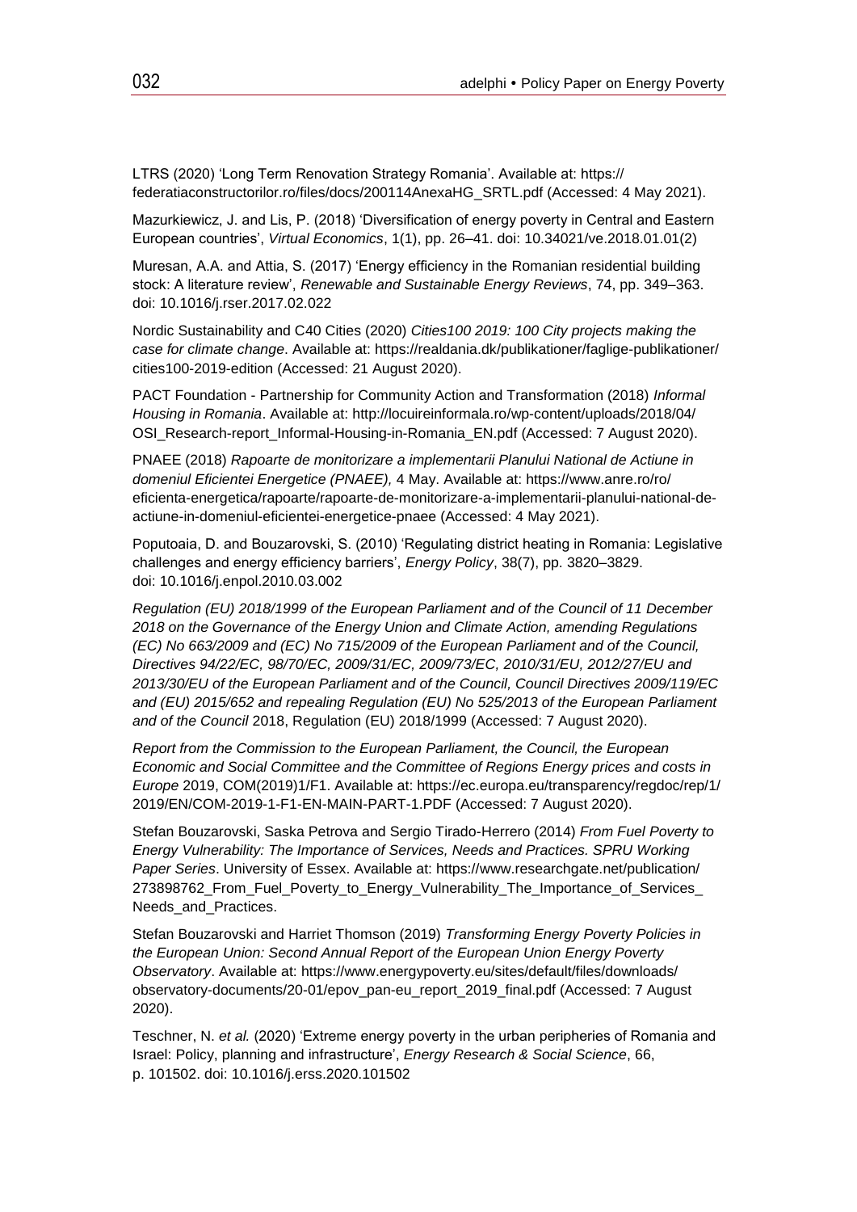LTRS (2020) 'Long Term Renovation Strategy Romania'. Available at: https://federatiaconstructorilor.ro/files/docs/200114AnexaHG_SRTL.pdf (Accessed: 4 May 2021).

Mazurkiewicz, J. and Lis, P. (2018) 'Diversification of energy poverty in Central and Eastern European countries', *Virtual Economics*, 1(1), pp. 26–41. doi: 10.34021/ve.2018.01.01(2)

Muresan, A.A. and Attia, S. (2017) 'Energy efficiency in the Romanian residential building stock: A literature review', *Renewable and Sustainable Energy Reviews*, 74, pp. 349–363. doi: 10.1016/j.rser.2017.02.022

Nordic Sustainability and C40 Cities (2020) *Cities100 2019: 100 City projects making the case for climate change*. Available at: https://realdania.dk/publikationer/faglige-publikationer/cities100-2019-edition (Accessed: 21 August 2020).

PACT Foundation - Partnership for Community Action and Transformation (2018) *Informal Housing in Romania*. Available at: http://locuireinformala.ro/wp-content/uploads/2018/04/OSI_Research-report_Informal-Housing-in-Romania_EN.pdf (Accessed: 7 August 2020).

PNAEE (2018) *Rapoarte de monitorizare a implementarii Planului National de Actiune in domeniul Eficientei Energetice (PNAEE),* 4 May. Available at: https://www.anre.ro/ro/eficienta-energetica/rapoarte/rapoarte-de-monitorizare-a-implementarii-planului-national-de-actiune-in-domeniul-eficientei-energetice-pnaee (Accessed: 4 May 2021).

Poputoaia, D. and Bouzarovski, S. (2010) 'Regulating district heating in Romania: Legislative challenges and energy efficiency barriers', *Energy Policy*, 38(7), pp. 3820–3829. doi: 10.1016/j.enpol.2010.03.002

*Regulation (EU) 2018/1999 of the European Parliament and of the Council of 11 December 2018 on the Governance of the Energy Union and Climate Action, amending Regulations (EC) No 663/2009 and (EC) No 715/2009 of the European Parliament and of the Council, Directives 94/22/EC, 98/70/EC, 2009/31/EC, 2009/73/EC, 2010/31/EU, 2012/27/EU and 2013/30/EU of the European Parliament and of the Council, Council Directives 2009/119/EC and (EU) 2015/652 and repealing Regulation (EU) No 525/2013 of the European Parliament and of the Council* 2018, Regulation (EU) 2018/1999 (Accessed: 7 August 2020).

*Report from the Commission to the European Parliament, the Council, the European Economic and Social Committee and the Committee of Regions Energy prices and costs in Europe* 2019, COM(2019)1/F1. Available at: https://ec.europa.eu/transparency/regdoc/rep/1/2019/EN/COM-2019-1-F1-EN-MAIN-PART-1.PDF (Accessed: 7 August 2020).

Stefan Bouzarovski, Saska Petrova and Sergio Tirado-Herrero (2014) *From Fuel Poverty to Energy Vulnerability: The Importance of Services, Needs and Practices. SPRU Working Paper Series*. University of Essex. Available at: https://www.researchgate.net/publication/273898762_From_Fuel_Poverty_to_Energy_Vulnerability_The_Importance_of_Services_Needs_and_Practices.

Stefan Bouzarovski and Harriet Thomson (2019) *Transforming Energy Poverty Policies in the European Union: Second Annual Report of the European Union Energy Poverty Observatory*. Available at: https://www.energypoverty.eu/sites/default/files/downloads/observatory-documents/20-01/epov_pan-eu_report_2019_final.pdf (Accessed: 7 August 2020).

Teschner, N. *et al.* (2020) 'Extreme energy poverty in the urban peripheries of Romania and Israel: Policy, planning and infrastructure', *Energy Research & Social Science*, 66, p. 101502. doi: 10.1016/j.erss.2020.101502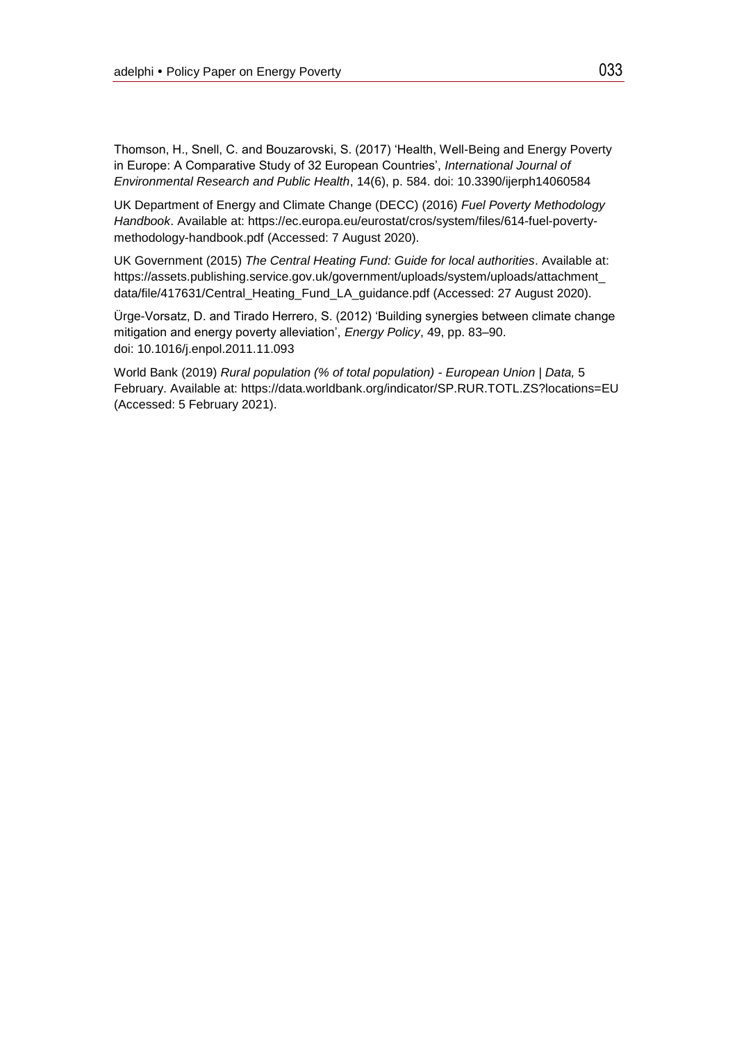Thomson, H., Snell, C. and Bouzarovski, S. (2017) 'Health, Well-Being and Energy Poverty in Europe: A Comparative Study of 32 European Countries', *International Journal of Environmental Research and Public Health*, 14(6), p. 584. doi: 10.3390/ijerph14060584

UK Department of Energy and Climate Change (DECC) (2016) *Fuel Poverty Methodology Handbook*. Available at: https://ec.europa.eu/eurostat/cros/system/files/614-fuel-poverty-methodology-handbook.pdf (Accessed: 7 August 2020).

UK Government (2015) *The Central Heating Fund: Guide for local authorities*. Available at: https://assets.publishing.service.gov.uk/government/uploads/system/uploads/attachment_data/file/417631/Central_Heating_Fund_LA_guidance.pdf (Accessed: 27 August 2020).

Ürge-Vorsatz, D. and Tirado Herrero, S. (2012) 'Building synergies between climate change mitigation and energy poverty alleviation', *Energy Policy*, 49, pp. 83–90. doi: 10.1016/j.enpol.2011.11.093

World Bank (2019) *Rural population (% of total population) - European Union | Data,* 5 February. Available at: https://data.worldbank.org/indicator/SP.RUR.TOTL.ZS?locations=EU (Accessed: 5 February 2021).